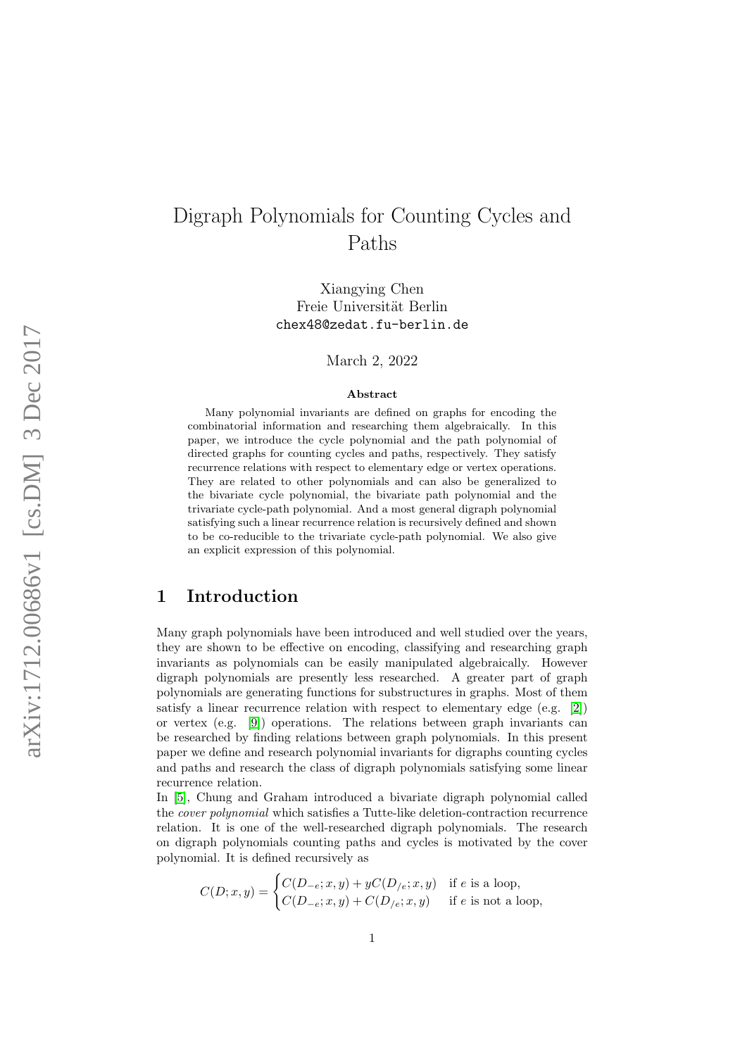# Digraph Polynomials for Counting Cycles and Paths

Xiangying Chen
Freie Universität Berlin
chex48@zedat.fu-berlin.de

March 2, 2022

### Abstract

Many polynomial invariants are defined on graphs for encoding the combinatorial information and researching them algebraically. In this paper, we introduce the cycle polynomial and the path polynomial of directed graphs for counting cycles and paths, respectively. They satisfy recurrence relations with respect to elementary edge or vertex operations. They are related to other polynomials and can also be generalized to the bivariate cycle polynomial, the bivariate path polynomial and the trivariate cycle-path polynomial. And a most general digraph polynomial satisfying such a linear recurrence relation is recursively defined and shown to be co-reducible to the trivariate cycle-path polynomial. We also give an explicit expression of this polynomial.

## 1 Introduction

Many graph polynomials have been introduced and well studied over the years, they are shown to be effective on encoding, classifying and researching graph invariants as polynomials can be easily manipulated algebraically. However digraph polynomials are presently less researched. A greater part of graph polynomials are generating functions for substructures in graphs. Most of them satisfy a linear recurrence relation with respect to elementary edge (e.g. [2]) or vertex (e.g. [9]) operations. The relations between graph invariants can be researched by finding relations between graph polynomials. In this present paper we define and research polynomial invariants for digraphs counting cycles and paths and research the class of digraph polynomials satisfying some linear recurrence relation.

In [5], Chung and Graham introduced a bivariate digraph polynomial called the *cover polynomial* which satisfies a Tutte-like deletion-contraction recurrence relation. It is one of the well-researched digraph polynomials. The research on digraph polynomials counting paths and cycles is motivated by the cover polynomial. It is defined recursively as

$$C(D;x,y) = \begin{cases} C(D_{-e};x,y) + yC(D_{/e};x,y) & \text{if } e \text{ is a loop,} \\ C(D_{-e};x,y) + C(D_{/e};x,y) & \text{if } e \text{ is not a loop,} \end{cases}$$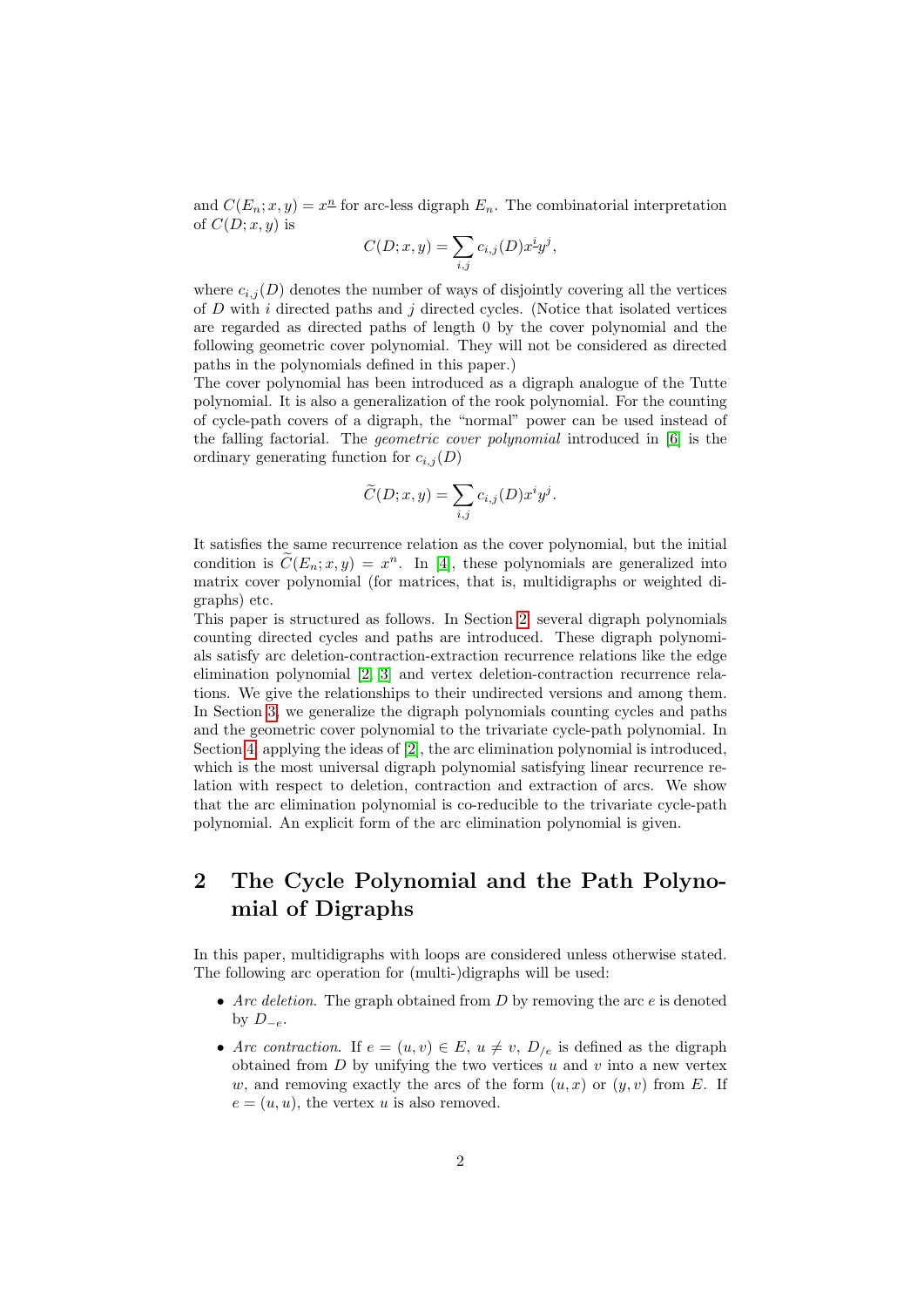and $C(E_n; x, y) = x^{\underline{n}}$ for arc-less digraph $E_n$. The combinatorial interpretation of $C(D; x, y)$ is

$$C(D; x, y) = \sum_{i,j} c_{i,j}(D) x^{\underline{i}} y^j,$$

where $c_{i,j}(D)$ denotes the number of ways of disjointly covering all the vertices of $D$ with $i$ directed paths and $j$ directed cycles. (Notice that isolated vertices are regarded as directed paths of length 0 by the cover polynomial and the following geometric cover polynomial. They will not be considered as directed paths in the polynomials defined in this paper.)

The cover polynomial has been introduced as a digraph analogue of the Tutte polynomial. It is also a generalization of the rook polynomial. For the counting of cycle-path covers of a digraph, the "normal" power can be used instead of the falling factorial. The *geometric cover polynomial* introduced in [6] is the ordinary generating function for $c_{i,j}(D)$

$$\widetilde{C}(D; x, y) = \sum_{i,j} c_{i,j}(D) x^i y^j.$$

It satisfies the same recurrence relation as the cover polynomial, but the initial condition is $\widetilde{C}(E_n; x, y) = x^n$. In [4], these polynomials are generalized into matrix cover polynomial (for matrices, that is, multidigraphs or weighted digraphs) etc.

This paper is structured as follows. In Section 2, several digraph polynomials counting directed cycles and paths are introduced. These digraph polynomials satisfy arc deletion-contraction-extraction recurrence relations like the edge elimination polynomial [2, 3] and vertex deletion-contraction recurrence relations. We give the relationships to their undirected versions and among them. In Section 3, we generalize the digraph polynomials counting cycles and paths and the geometric cover polynomial to the trivariate cycle-path polynomial. In Section 4, applying the ideas of [2], the arc elimination polynomial is introduced, which is the most universal digraph polynomial satisfying linear recurrence relation with respect to deletion, contraction and extraction of arcs. We show that the arc elimination polynomial is co-reducible to the trivariate cycle-path polynomial. An explicit form of the arc elimination polynomial is given.

## 2 The Cycle Polynomial and the Path Polynomial of Digraphs

In this paper, multidigraphs with loops are considered unless otherwise stated. The following arc operation for (multi-)digraphs will be used:

- *Arc deletion.* The graph obtained from $D$ by removing the arc $e$ is denoted by $D_{-e}$.
- *Arc contraction.* If $e = (u, v) \in E$, $u \neq v$, $D_{/e}$ is defined as the digraph obtained from $D$ by unifying the two vertices $u$ and $v$ into a new vertex $w$, and removing exactly the arcs of the form $(u, x)$ or $(y, v)$ from $E$. If $e = (u, u)$, the vertex $u$ is also removed.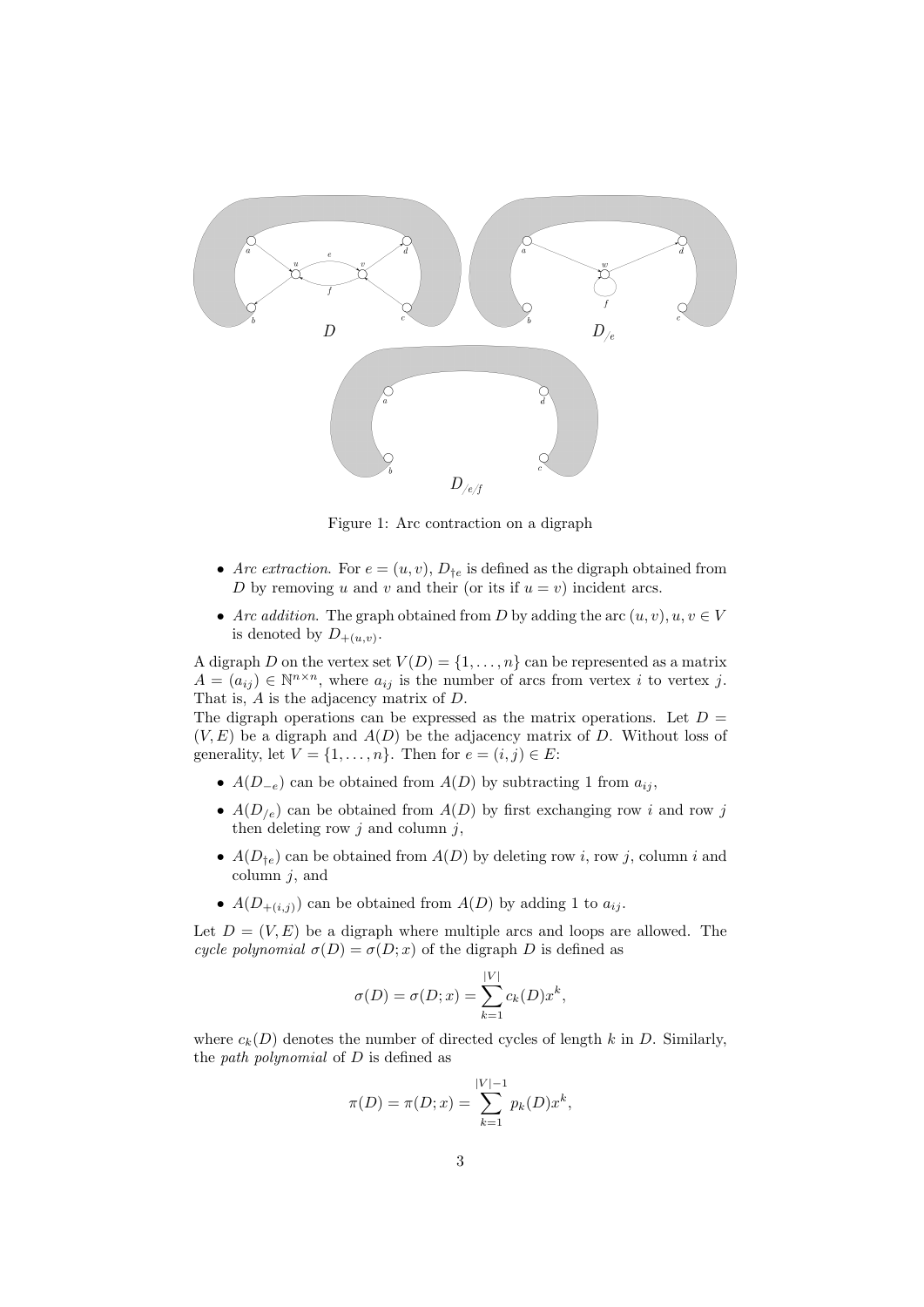Figure 1: Arc contraction on a digraph

- *Arc extraction.* For $e = (u, v)$, $D_{\dagger e}$ is defined as the digraph obtained from $D$ by removing $u$ and $v$ and their (or its if $u = v$) incident arcs.
- *Arc addition.* The graph obtained from $D$ by adding the arc $(u, v), u, v \in V$ is denoted by $D_{+(u,v)}$.

A digraph $D$ on the vertex set $V(D) = \{1, \ldots, n\}$ can be represented as a matrix $A = (a_{ij}) \in \mathbb{N}^{n \times n}$, where $a_{ij}$ is the number of arcs from vertex $i$ to vertex $j$. That is, $A$ is the adjacency matrix of $D$.

The digraph operations can be expressed as the matrix operations. Let $D = (V, E)$ be a digraph and $A(D)$ be the adjacency matrix of $D$. Without loss of generality, let $V = \{1, \ldots, n\}$. Then for $e = (i, j) \in E$:

- $A(D_{-e})$ can be obtained from $A(D)$ by subtracting 1 from $a_{ij}$,
- $A(D_{/e})$ can be obtained from $A(D)$ by first exchanging row $i$ and row $j$ then deleting row $j$ and column $j$,
- $A(D_{\dagger e})$ can be obtained from $A(D)$ by deleting row $i$, row $j$, column $i$ and column $j$, and
- $A(D_{+(i,j)})$ can be obtained from $A(D)$ by adding 1 to $a_{ij}$.

Let $D = (V, E)$ be a digraph where multiple arcs and loops are allowed. The *cycle polynomial* $\sigma(D) = \sigma(D; x)$ of the digraph $D$ is defined as

$$\sigma(D) = \sigma(D; x) = \sum_{k=1}^{|V|} c_k(D) x^k,$$

where $c_k(D)$ denotes the number of directed cycles of length $k$ in $D$. Similarly, the *path polynomial* of $D$ is defined as

$$\pi(D) = \pi(D; x) = \sum_{k=1}^{|V|-1} p_k(D) x^k,$$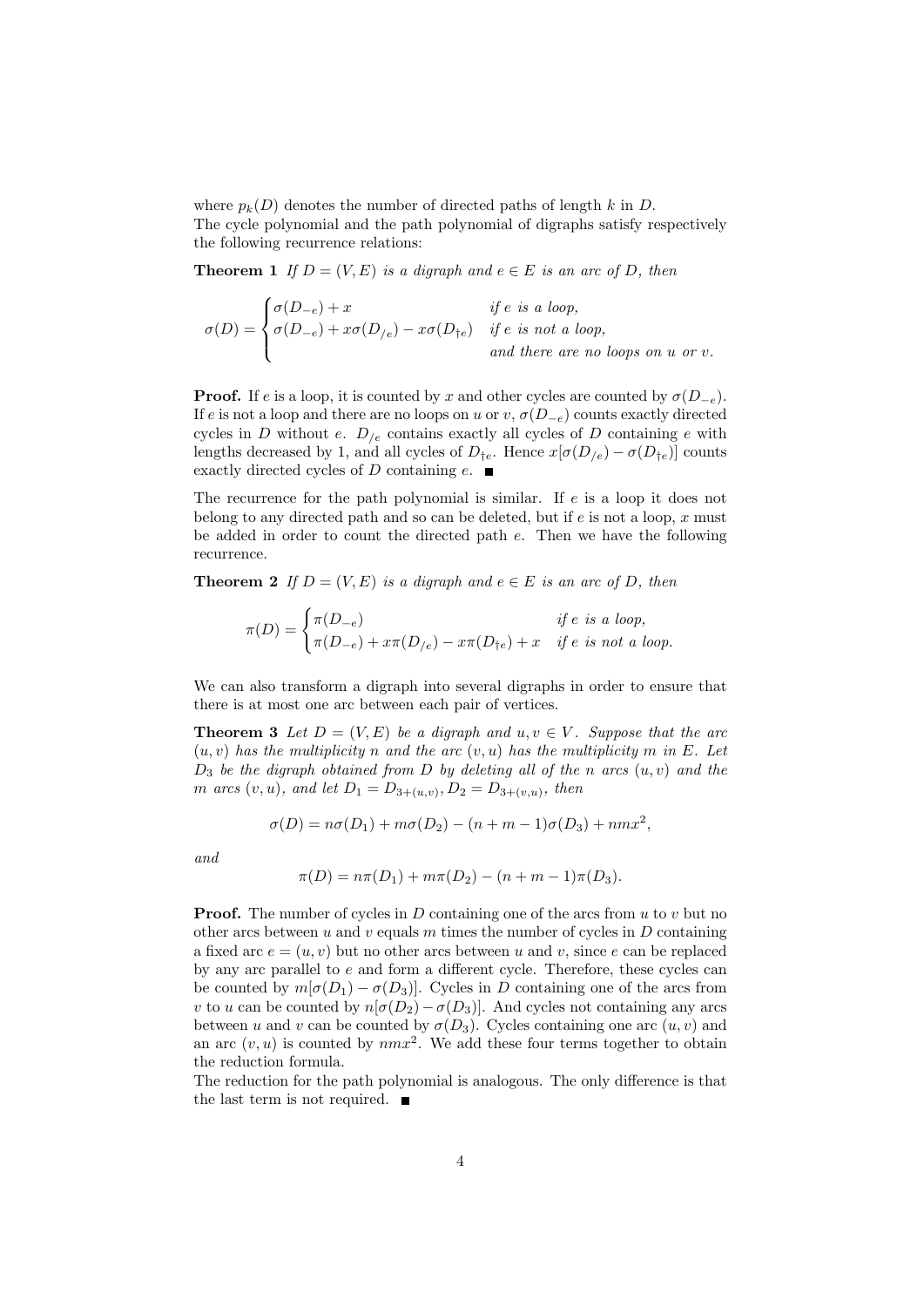where $p_k(D)$ denotes the number of directed paths of length $k$ in $D$.
The cycle polynomial and the path polynomial of digraphs satisfy respectively the following recurrence relations:

**Theorem 1** *If $D = (V, E)$ is a digraph and $e \in E$ is an arc of $D$, then*

$$\sigma(D) = \begin{cases} \sigma(D_{-e}) + x & \text{if } e \text{ is a loop,} \\ \sigma(D_{-e}) + x\sigma(D_{/e}) - x\sigma(D_{\dagger e}) & \text{if } e \text{ is not a loop,} \\ & \text{and there are no loops on } u \text{ or } v. \end{cases}$$

**Proof.** If $e$ is a loop, it is counted by $x$ and other cycles are counted by $\sigma(D_{-e})$. If $e$ is not a loop and there are no loops on $u$ or $v$, $\sigma(D_{-e})$ counts exactly directed cycles in $D$ without $e$. $D_{/e}$ contains exactly all cycles of $D$ containing $e$ with lengths decreased by 1, and all cycles of $D_{\dagger e}$. Hence $x[\sigma(D_{/e}) - \sigma(D_{\dagger e})]$ counts exactly directed cycles of $D$ containing $e$. ∎

The recurrence for the path polynomial is similar. If $e$ is a loop it does not belong to any directed path and so can be deleted, but if $e$ is not a loop, $x$ must be added in order to count the directed path $e$. Then we have the following recurrence.

**Theorem 2** *If $D = (V, E)$ is a digraph and $e \in E$ is an arc of $D$, then*

$$\pi(D) = \begin{cases} \pi(D_{-e}) & \text{if } e \text{ is a loop,} \\ \pi(D_{-e}) + x\pi(D_{/e}) - x\pi(D_{\dagger e}) + x & \text{if } e \text{ is not a loop.} \end{cases}$$

We can also transform a digraph into several digraphs in order to ensure that there is at most one arc between each pair of vertices.

**Theorem 3** *Let $D = (V, E)$ be a digraph and $u, v \in V$. Suppose that the arc $(u, v)$ has the multiplicity $n$ and the arc $(v, u)$ has the multiplicity $m$ in $E$. Let $D_3$ be the digraph obtained from $D$ by deleting all of the $n$ arcs $(u, v)$ and the $m$ arcs $(v, u)$, and let $D_1 = D_{3+(u,v)}, D_2 = D_{3+(v,u)}$, then*

$$\sigma(D) = n\sigma(D_1) + m\sigma(D_2) - (n + m - 1)\sigma(D_3) + nmx^2,$$

*and*

$$\pi(D) = n\pi(D_1) + m\pi(D_2) - (n + m - 1)\pi(D_3).$$

**Proof.** The number of cycles in $D$ containing one of the arcs from $u$ to $v$ but no other arcs between $u$ and $v$ equals $m$ times the number of cycles in $D$ containing a fixed arc $e = (u, v)$ but no other arcs between $u$ and $v$, since $e$ can be replaced by any arc parallel to $e$ and form a different cycle. Therefore, these cycles can be counted by $m[\sigma(D_1) - \sigma(D_3)]$. Cycles in $D$ containing one of the arcs from $v$ to $u$ can be counted by $n[\sigma(D_2) - \sigma(D_3)]$. And cycles not containing any arcs between $u$ and $v$ can be counted by $\sigma(D_3)$. Cycles containing one arc $(u, v)$ and an arc $(v, u)$ is counted by $nmx^2$. We add these four terms together to obtain the reduction formula.
The reduction for the path polynomial is analogous. The only difference is that the last term is not required. ∎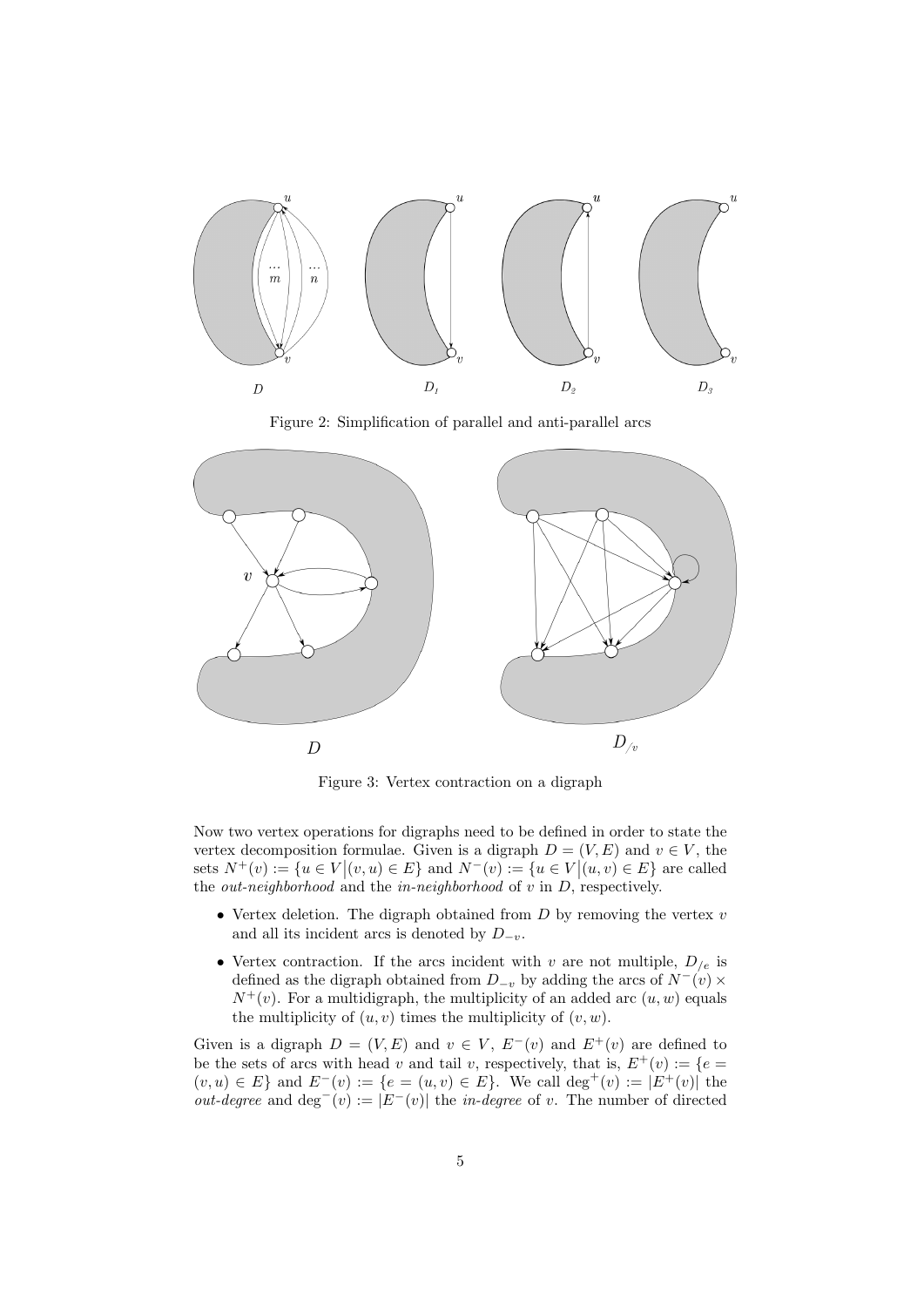Figure 2: Simplification of parallel and anti-parallel arcs

Figure 3: Vertex contraction on a digraph

Now two vertex operations for digraphs need to be defined in order to state the vertex decomposition formulae. Given is a digraph $D = (V, E)$ and $v \in V$, the sets $N^+(v) := \{u \in V \big| (v, u) \in E\}$ and $N^-(v) := \{u \in V \big| (u, v) \in E\}$ are called the *out-neighborhood* and the *in-neighborhood* of $v$ in $D$, respectively.

- Vertex deletion. The digraph obtained from $D$ by removing the vertex $v$ and all its incident arcs is denoted by $D_{-v}$.
- Vertex contraction. If the arcs incident with $v$ are not multiple, $D_{/e}$ is defined as the digraph obtained from $D_{-v}$ by adding the arcs of $N^-(v) \times N^+(v)$. For a multidigraph, the multiplicity of an added arc $(u, w)$ equals the multiplicity of $(u, v)$ times the multiplicity of $(v, w)$.

Given is a digraph $D = (V, E)$ and $v \in V$, $E^-(v)$ and $E^+(v)$ are defined to be the sets of arcs with head $v$ and tail $v$, respectively, that is, $E^+(v) := \{e = (v, u) \in E\}$ and $E^-(v) := \{e = (u, v) \in E\}$. We call $\deg^+(v) := |E^+(v)|$ the *out-degree* and $\deg^-(v) := |E^-(v)|$ the *in-degree* of $v$. The number of directed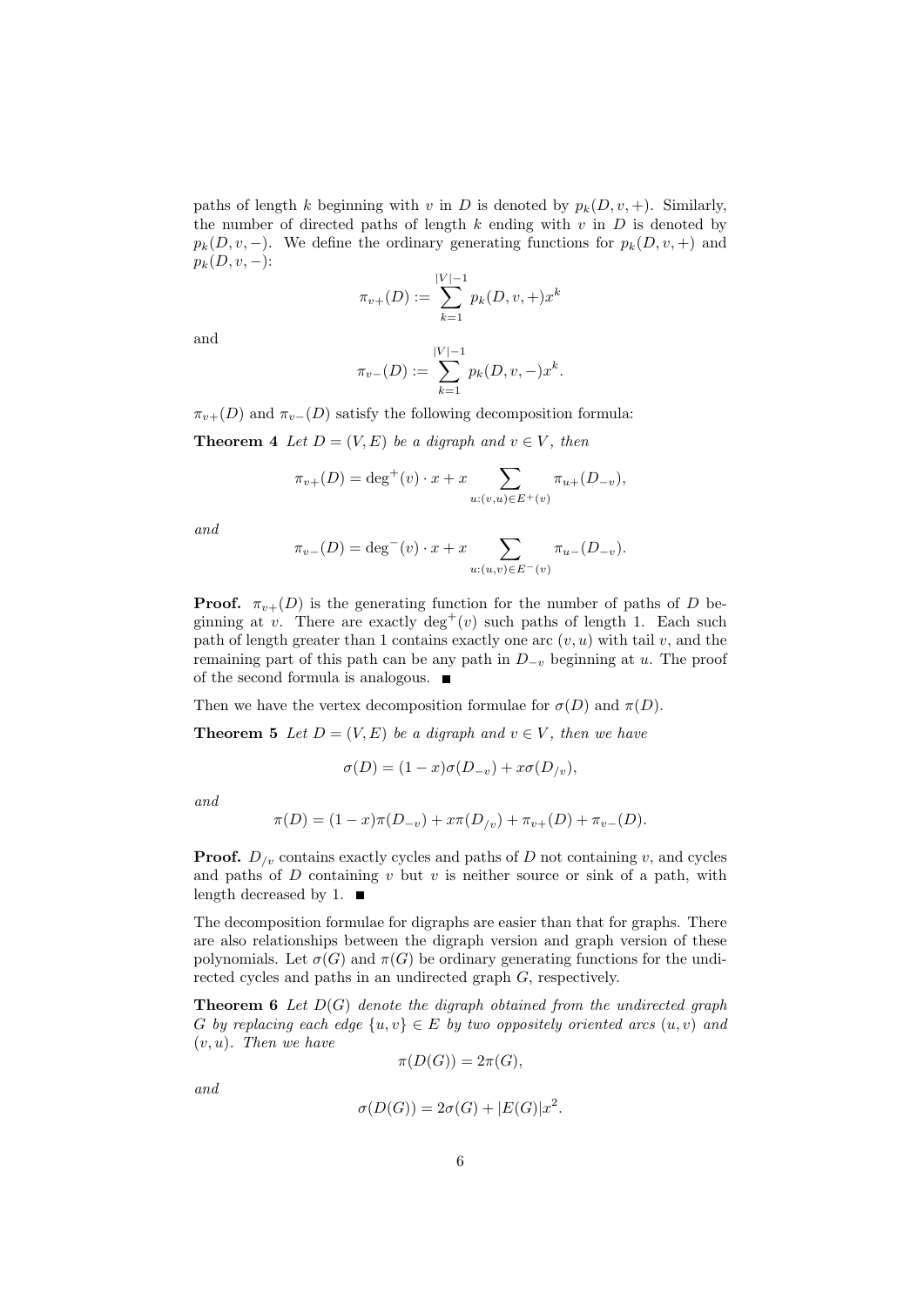paths of length $k$ beginning with $v$ in $D$ is denoted by $p_k(D, v, +)$. Similarly, the number of directed paths of length $k$ ending with $v$ in $D$ is denoted by $p_k(D, v, -)$. We define the ordinary generating functions for $p_k(D, v, +)$ and $p_k(D, v, -)$:

$$\pi_{v+}(D) := \sum_{k=1}^{|V|-1} p_k(D, v, +)x^k$$

and

$$\pi_{v-}(D) := \sum_{k=1}^{|V|-1} p_k(D, v, -)x^k.$$

$\pi_{v+}(D)$ and $\pi_{v-}(D)$ satisfy the following decomposition formula:

**Theorem 4** *Let $D = (V, E)$ be a digraph and $v \in V$, then*

$$\pi_{v+}(D) = \deg^+(v) \cdot x + x \sum_{u:(v,u) \in E^+(v)} \pi_{u+}(D_{-v}),$$

*and*

$$\pi_{v-}(D) = \deg^-(v) \cdot x + x \sum_{u:(u,v) \in E^-(v)} \pi_{u-}(D_{-v}).$$

**Proof.** $\pi_{v+}(D)$ is the generating function for the number of paths of $D$ beginning at $v$. There are exactly $\deg^+(v)$ such paths of length 1. Each such path of length greater than 1 contains exactly one arc $(v, u)$ with tail $v$, and the remaining part of this path can be any path in $D_{-v}$ beginning at $u$. The proof of the second formula is analogous. ∎

Then we have the vertex decomposition formulae for $\sigma(D)$ and $\pi(D)$.

**Theorem 5** *Let $D = (V, E)$ be a digraph and $v \in V$, then we have*

$$\sigma(D) = (1 - x)\sigma(D_{-v}) + x\sigma(D_{/v}),$$

*and*

$$\pi(D) = (1 - x)\pi(D_{-v}) + x\pi(D_{/v}) + \pi_{v+}(D) + \pi_{v-}(D).$$

**Proof.** $D_{/v}$ contains exactly cycles and paths of $D$ not containing $v$, and cycles and paths of $D$ containing $v$ but $v$ is neither source or sink of a path, with length decreased by 1. ∎

The decomposition formulae for digraphs are easier than that for graphs. There are also relationships between the digraph version and graph version of these polynomials. Let $\sigma(G)$ and $\pi(G)$ be ordinary generating functions for the undirected cycles and paths in an undirected graph $G$, respectively.

**Theorem 6** *Let $D(G)$ denote the digraph obtained from the undirected graph $G$ by replacing each edge $\{u, v\} \in E$ by two oppositely oriented arcs $(u, v)$ and $(v, u)$. Then we have*

$$\pi(D(G)) = 2\pi(G),$$

*and*

$$\sigma(D(G)) = 2\sigma(G) + |E(G)|x^2.$$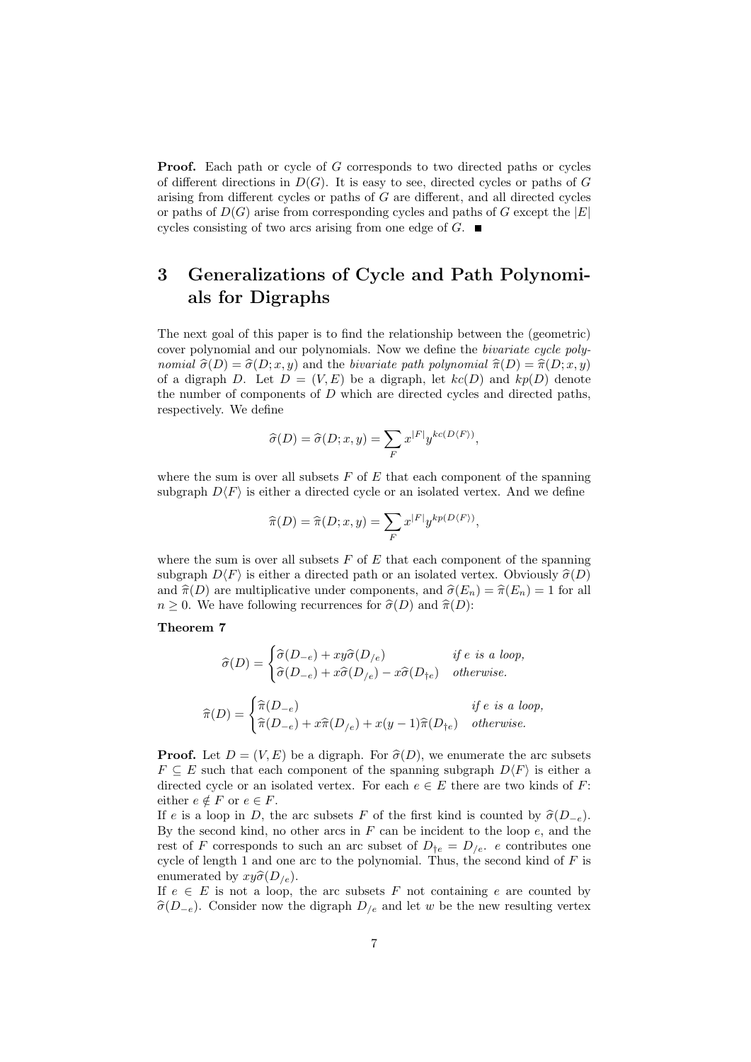**Proof.** Each path or cycle of $G$ corresponds to two directed paths or cycles of different directions in $D(G)$. It is easy to see, directed cycles or paths of $G$ arising from different cycles or paths of $G$ are different, and all directed cycles or paths of $D(G)$ arise from corresponding cycles and paths of $G$ except the $|E|$ cycles consisting of two arcs arising from one edge of $G$. ∎

# 3 Generalizations of Cycle and Path Polynomials for Digraphs

The next goal of this paper is to find the relationship between the (geometric) cover polynomial and our polynomials. Now we define the *bivariate cycle polynomial* $\widehat{\sigma}(D) = \widehat{\sigma}(D; x, y)$ and the *bivariate path polynomial* $\widehat{\pi}(D) = \widehat{\pi}(D; x, y)$ of a digraph $D$. Let $D = (V, E)$ be a digraph, let $kc(D)$ and $kp(D)$ denote the number of components of $D$ which are directed cycles and directed paths, respectively. We define

$$\widehat{\sigma}(D) = \widehat{\sigma}(D; x, y) = \sum_{F} x^{|F|} y^{kc(D\langle F\rangle)},$$

where the sum is over all subsets $F$ of $E$ that each component of the spanning subgraph $D\langle F\rangle$ is either a directed cycle or an isolated vertex. And we define

$$\widehat{\pi}(D) = \widehat{\pi}(D; x, y) = \sum_{F} x^{|F|} y^{kp(D\langle F\rangle)},$$

where the sum is over all subsets $F$ of $E$ that each component of the spanning subgraph $D\langle F\rangle$ is either a directed path or an isolated vertex. Obviously $\widehat{\sigma}(D)$ and $\widehat{\pi}(D)$ are multiplicative under components, and $\widehat{\sigma}(E_n) = \widehat{\pi}(E_n) = 1$ for all $n \geq 0$. We have following recurrences for $\widehat{\sigma}(D)$ and $\widehat{\pi}(D)$:

**Theorem 7**

$$\widehat{\sigma}(D) = \begin{cases} \widehat{\sigma}(D_{-e}) + xy\widehat{\sigma}(D_{/e}) & \text{if } e \text{ is a loop,} \\ \widehat{\sigma}(D_{-e}) + x\widehat{\sigma}(D_{/e}) - x\widehat{\sigma}(D_{\dagger e}) & \text{otherwise.} \end{cases}$$

$$\widehat{\pi}(D) = \begin{cases} \widehat{\pi}(D_{-e}) & \text{if } e \text{ is a loop,} \\ \widehat{\pi}(D_{-e}) + x\widehat{\pi}(D_{/e}) + x(y-1)\widehat{\pi}(D_{\dagger e}) & \text{otherwise.} \end{cases}$$

**Proof.** Let $D = (V, E)$ be a digraph. For $\widehat{\sigma}(D)$, we enumerate the arc subsets $F \subseteq E$ such that each component of the spanning subgraph $D\langle F\rangle$ is either a directed cycle or an isolated vertex. For each $e \in E$ there are two kinds of $F$: either $e \notin F$ or $e \in F$.
If $e$ is a loop in $D$, the arc subsets $F$ of the first kind is counted by $\widehat{\sigma}(D_{-e})$. By the second kind, no other arcs in $F$ can be incident to the loop $e$, and the rest of $F$ corresponds to such an arc subset of $D_{\dagger e} = D_{/e}$. $e$ contributes one cycle of length 1 and one arc to the polynomial. Thus, the second kind of $F$ is enumerated by $xy\widehat{\sigma}(D_{/e})$.
If $e \in E$ is not a loop, the arc subsets $F$ not containing $e$ are counted by $\widehat{\sigma}(D_{-e})$. Consider now the digraph $D_{/e}$ and let $w$ be the new resulting vertex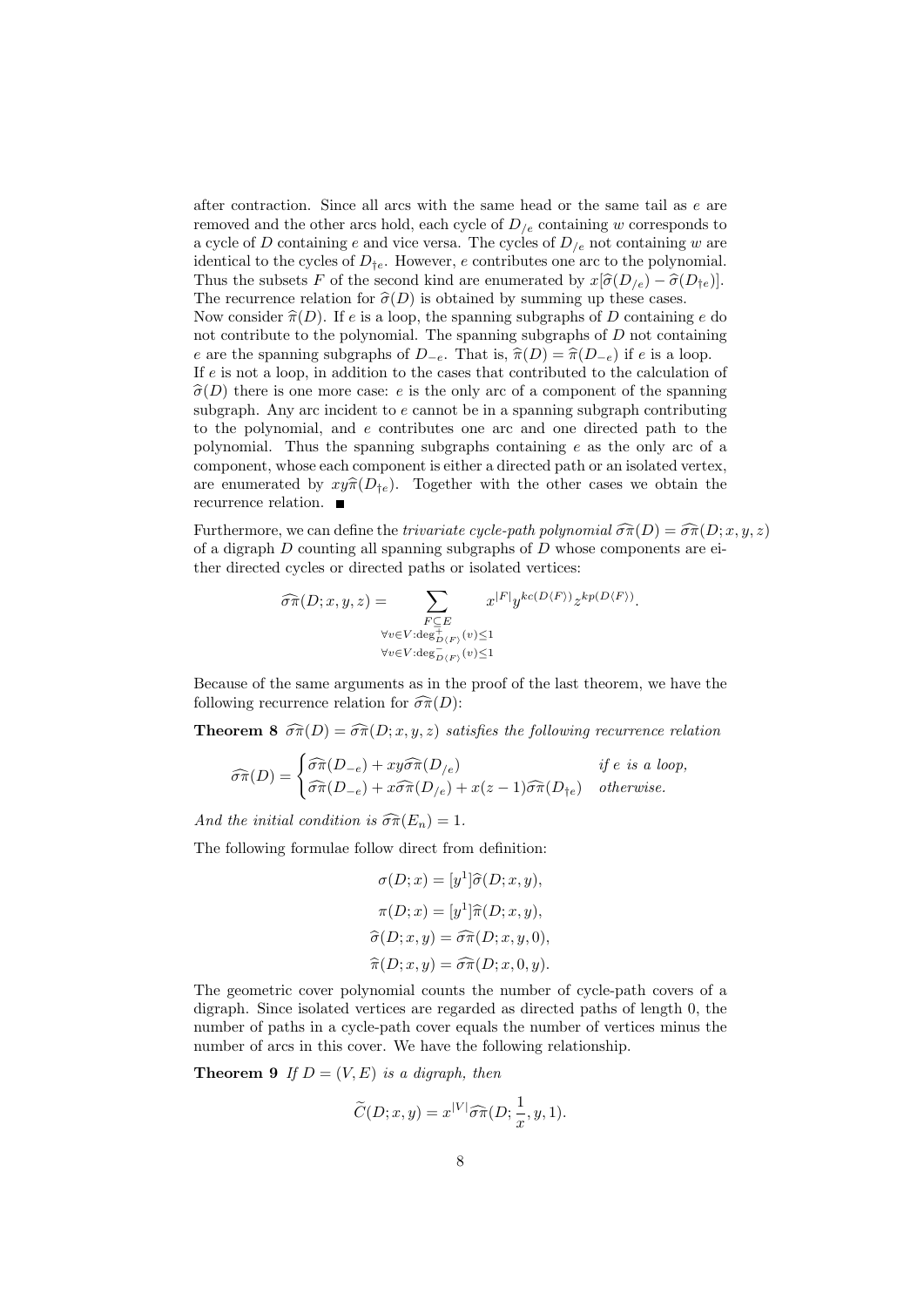after contraction. Since all arcs with the same head or the same tail as $e$ are removed and the other arcs hold, each cycle of $D_{/e}$ containing $w$ corresponds to a cycle of $D$ containing $e$ and vice versa. The cycles of $D_{/e}$ not containing $w$ are identical to the cycles of $D_{\dagger e}$. However, $e$ contributes one arc to the polynomial. Thus the subsets $F$ of the second kind are enumerated by $x[\widehat{\sigma}(D_{/e}) - \widehat{\sigma}(D_{\dagger e})]$. The recurrence relation for $\widehat{\sigma}(D)$ is obtained by summing up these cases.
Now consider $\widehat{\pi}(D)$. If $e$ is a loop, the spanning subgraphs of $D$ containing $e$ do not contribute to the polynomial. The spanning subgraphs of $D$ not containing $e$ are the spanning subgraphs of $D_{-e}$. That is, $\widehat{\pi}(D) = \widehat{\pi}(D_{-e})$ if $e$ is a loop.
If $e$ is not a loop, in addition to the cases that contributed to the calculation of $\widehat{\sigma}(D)$ there is one more case: $e$ is the only arc of a component of the spanning subgraph. Any arc incident to $e$ cannot be in a spanning subgraph contributing to the polynomial, and $e$ contributes one arc and one directed path to the polynomial. Thus the spanning subgraphs containing $e$ as the only arc of a component, whose each component is either a directed path or an isolated vertex, are enumerated by $xy\widehat{\pi}(D_{\dagger e})$. Together with the other cases we obtain the recurrence relation. ∎

Furthermore, we can define the *trivariate cycle-path polynomial* $\widehat{\sigma\pi}(D) = \widehat{\sigma\pi}(D; x, y, z)$ of a digraph $D$ counting all spanning subgraphs of $D$ whose components are either directed cycles or directed paths or isolated vertices:

$$\widehat{\sigma\pi}(D; x, y, z) = \sum_{\substack{F \subseteq E \\ \forall v \in V: \deg^{+}_{D\langle F\rangle}(v) \leq 1 \\ \forall v \in V: \deg^{-}_{D\langle F\rangle}(v) \leq 1}} x^{|F|} y^{kc(D\langle F\rangle)} z^{kp(D\langle F\rangle)}.$$

Because of the same arguments as in the proof of the last theorem, we have the following recurrence relation for $\widehat{\sigma\pi}(D)$:

**Theorem 8** *$\widehat{\sigma\pi}(D) = \widehat{\sigma\pi}(D; x, y, z)$ satisfies the following recurrence relation*

$$\widehat{\sigma\pi}(D) = \begin{cases} \widehat{\sigma\pi}(D_{-e}) + xy\widehat{\sigma\pi}(D_{/e}) & \text{if } e \text{ is a loop,} \\ \widehat{\sigma\pi}(D_{-e}) + x\widehat{\sigma\pi}(D_{/e}) + x(z-1)\widehat{\sigma\pi}(D_{\dagger e}) & \text{otherwise.} \end{cases}$$

*And the initial condition is $\widehat{\sigma\pi}(E_n) = 1$.*

The following formulae follow direct from definition:

$$\sigma(D; x) = [y^1]\widehat{\sigma}(D; x, y),$$

$$\pi(D; x) = [y^1]\widehat{\pi}(D; x, y),$$

$$\widehat{\sigma}(D; x, y) = \widehat{\sigma\pi}(D; x, y, 0),$$

$$\widehat{\pi}(D; x, y) = \widehat{\sigma\pi}(D; x, 0, y).$$

The geometric cover polynomial counts the number of cycle-path covers of a digraph. Since isolated vertices are regarded as directed paths of length 0, the number of paths in a cycle-path cover equals the number of vertices minus the number of arcs in this cover. We have the following relationship.

**Theorem 9** *If $D = (V, E)$ is a digraph, then*

$$\widetilde{C}(D; x, y) = x^{|V|}\widehat{\sigma\pi}(D; \frac{1}{x}, y, 1).$$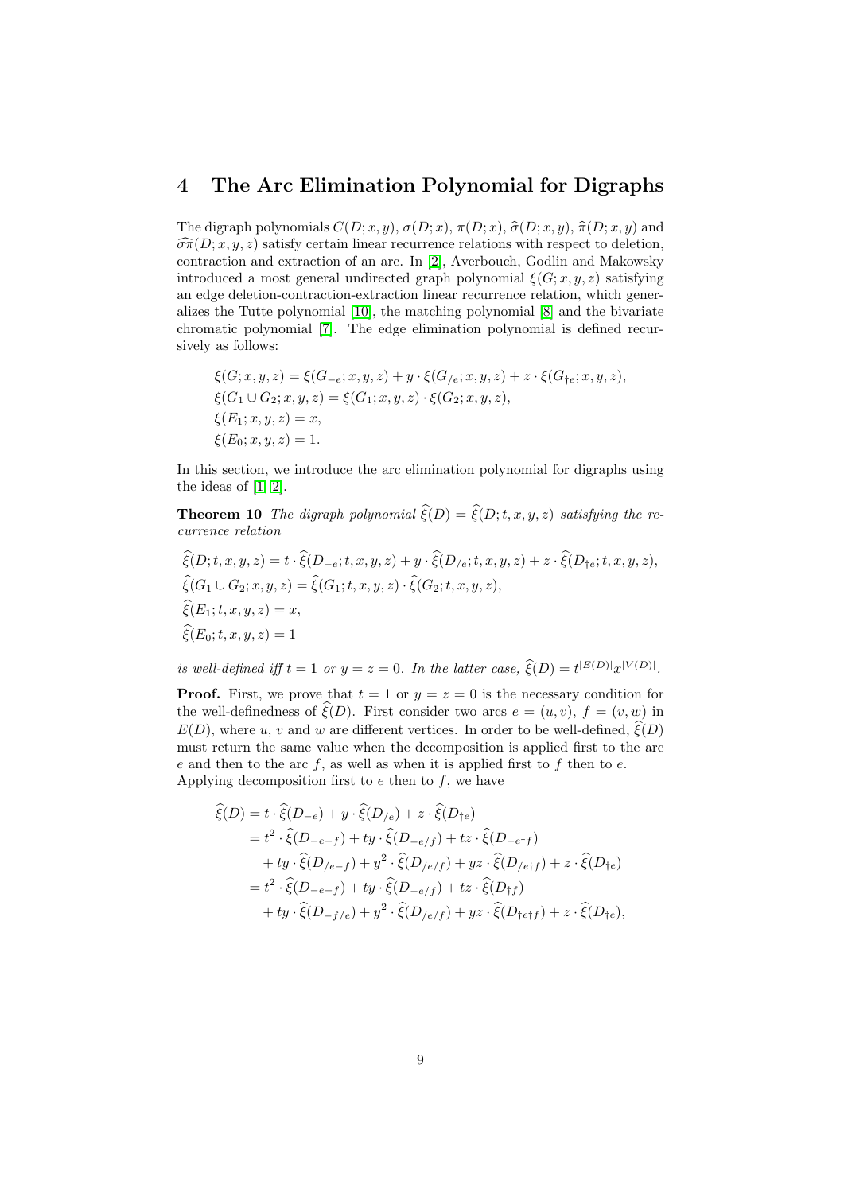## 4 The Arc Elimination Polynomial for Digraphs

The digraph polynomials $C(D;x,y)$, $\sigma(D;x)$, $\pi(D;x)$, $\widehat{\sigma}(D;x,y)$, $\widehat{\pi}(D;x,y)$ and $\widehat{\sigma\pi}(D;x,y,z)$ satisfy certain linear recurrence relations with respect to deletion, contraction and extraction of an arc. In [2], Averbouch, Godlin and Makowsky introduced a most general undirected graph polynomial $\xi(G;x,y,z)$ satisfying an edge deletion-contraction-extraction linear recurrence relation, which generalizes the Tutte polynomial [10], the matching polynomial [8] and the bivariate chromatic polynomial [7]. The edge elimination polynomial is defined recursively as follows:

$$
\begin{aligned}
&\xi(G;x,y,z) = \xi(G_{-e};x,y,z) + y \cdot \xi(G_{/e};x,y,z) + z \cdot \xi(G_{\dagger e};x,y,z),\\
&\xi(G_1 \cup G_2;x,y,z) = \xi(G_1;x,y,z) \cdot \xi(G_2;x,y,z),\\
&\xi(E_1;x,y,z) = x,\\
&\xi(E_0;x,y,z) = 1.
\end{aligned}
$$

In this section, we introduce the arc elimination polynomial for digraphs using the ideas of [1, 2].

**Theorem 10** *The digraph polynomial $\widehat{\xi}(D) = \widehat{\xi}(D;t,x,y,z)$ satisfying the recurrence relation*

$$
\begin{aligned}
&\widehat{\xi}(D;t,x,y,z) = t \cdot \widehat{\xi}(D_{-e};t,x,y,z) + y \cdot \widehat{\xi}(D_{/e};t,x,y,z) + z \cdot \widehat{\xi}(D_{\dagger e};t,x,y,z),\\
&\widehat{\xi}(G_1 \cup G_2;x,y,z) = \widehat{\xi}(G_1;t,x,y,z) \cdot \widehat{\xi}(G_2;t,x,y,z),\\
&\widehat{\xi}(E_1;t,x,y,z) = x,\\
&\widehat{\xi}(E_0;t,x,y,z) = 1
\end{aligned}
$$

*is well-defined iff $t=1$ or $y=z=0$. In the latter case, $\widehat{\xi}(D) = t^{|E(D)|}x^{|V(D)|}$.*

**Proof.** First, we prove that $t=1$ or $y=z=0$ is the necessary condition for the well-definedness of $\widehat{\xi}(D)$. First consider two arcs $e=(u,v)$, $f=(v,w)$ in $E(D)$, where $u$, $v$ and $w$ are different vertices. In order to be well-defined, $\widehat{\xi}(D)$ must return the same value when the decomposition is applied first to the arc $e$ and then to the arc $f$, as well as when it is applied first to $f$ then to $e$. Applying decomposition first to $e$ then to $f$, we have

$$
\begin{aligned}
\widehat{\xi}(D) &= t \cdot \widehat{\xi}(D_{-e}) + y \cdot \widehat{\xi}(D_{/e}) + z \cdot \widehat{\xi}(D_{\dagger e})\\
&= t^2 \cdot \widehat{\xi}(D_{-e-f}) + ty \cdot \widehat{\xi}(D_{-e/f}) + tz \cdot \widehat{\xi}(D_{-e\dagger f})\\
&\quad + ty \cdot \widehat{\xi}(D_{/e-f}) + y^2 \cdot \widehat{\xi}(D_{/e/f}) + yz \cdot \widehat{\xi}(D_{/e\dagger f}) + z \cdot \widehat{\xi}(D_{\dagger e})\\
&= t^2 \cdot \widehat{\xi}(D_{-e-f}) + ty \cdot \widehat{\xi}(D_{-e/f}) + tz \cdot \widehat{\xi}(D_{\dagger f})\\
&\quad + ty \cdot \widehat{\xi}(D_{-f/e}) + y^2 \cdot \widehat{\xi}(D_{/e/f}) + yz \cdot \widehat{\xi}(D_{\dagger e\dagger f}) + z \cdot \widehat{\xi}(D_{\dagger e}),
\end{aligned}
$$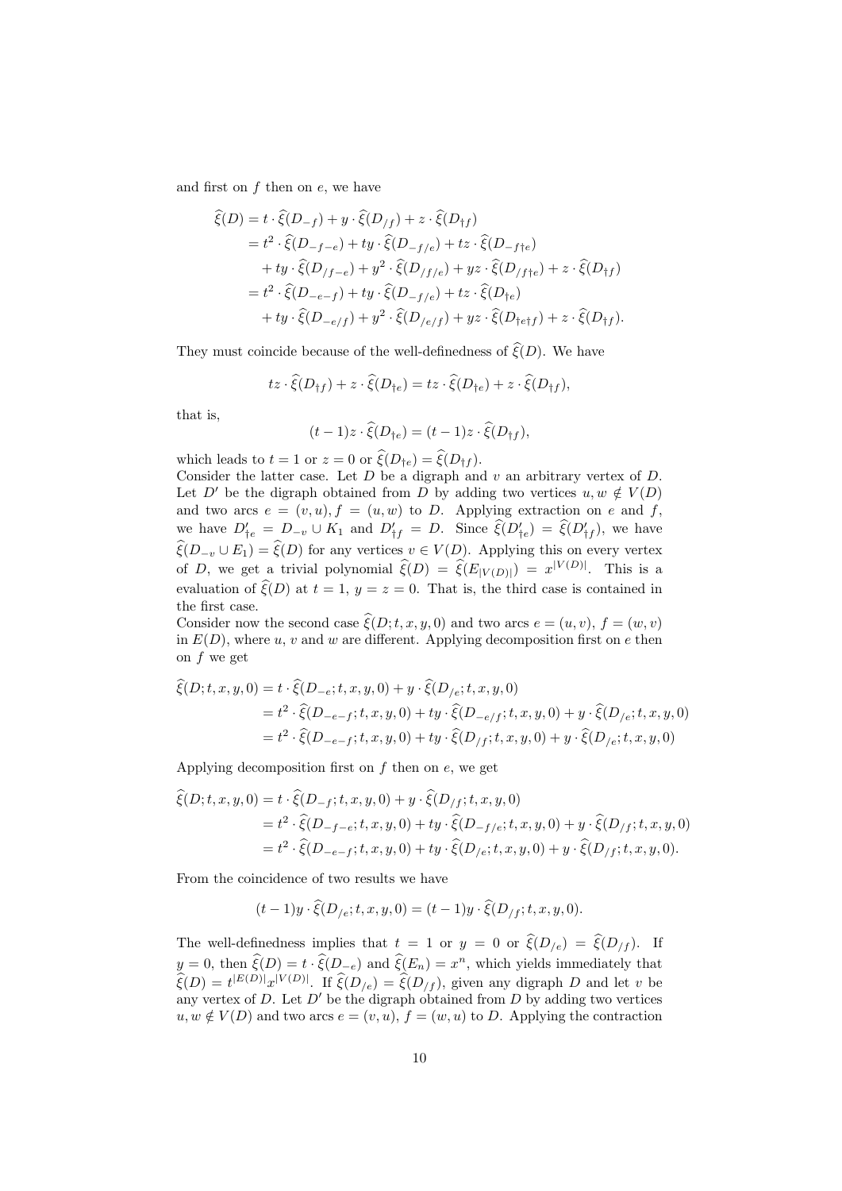and first on $f$ then on $e$, we have

$$
\begin{aligned}
\widehat{\xi}(D) &= t \cdot \widehat{\xi}(D_{-f}) + y \cdot \widehat{\xi}(D_{/f}) + z \cdot \widehat{\xi}(D_{\dagger f}) \\
&= t^2 \cdot \widehat{\xi}(D_{-f-e}) + ty \cdot \widehat{\xi}(D_{-f/e}) + tz \cdot \widehat{\xi}(D_{-f\dagger e}) \\
&\quad + ty \cdot \widehat{\xi}(D_{/f-e}) + y^2 \cdot \widehat{\xi}(D_{/f/e}) + yz \cdot \widehat{\xi}(D_{/f\dagger e}) + z \cdot \widehat{\xi}(D_{\dagger f}) \\
&= t^2 \cdot \widehat{\xi}(D_{-e-f}) + ty \cdot \widehat{\xi}(D_{-f/e}) + tz \cdot \widehat{\xi}(D_{\dagger e}) \\
&\quad + ty \cdot \widehat{\xi}(D_{-e/f}) + y^2 \cdot \widehat{\xi}(D_{/e/f}) + yz \cdot \widehat{\xi}(D_{\dagger e\dagger f}) + z \cdot \widehat{\xi}(D_{\dagger f}).
\end{aligned}
$$

They must coincide because of the well-definedness of $\widehat{\xi}(D)$. We have

$$
tz \cdot \widehat{\xi}(D_{\dagger f}) + z \cdot \widehat{\xi}(D_{\dagger e}) = tz \cdot \widehat{\xi}(D_{\dagger e}) + z \cdot \widehat{\xi}(D_{\dagger f}),
$$

that is,

$$
(t-1)z \cdot \widehat{\xi}(D_{\dagger e}) = (t-1)z \cdot \widehat{\xi}(D_{\dagger f}),
$$

which leads to $t = 1$ or $z = 0$ or $\widehat{\xi}(D_{\dagger e}) = \widehat{\xi}(D_{\dagger f})$.
Consider the latter case. Let $D$ be a digraph and $v$ an arbitrary vertex of $D$. Let $D'$ be the digraph obtained from $D$ by adding two vertices $u, w \notin V(D)$ and two arcs $e = (v, u), f = (u, w)$ to $D$. Applying extraction on $e$ and $f$, we have $D'_{\dagger e} = D_{-v} \cup K_1$ and $D'_{\dagger f} = D$. Since $\widehat{\xi}(D'_{\dagger e}) = \widehat{\xi}(D'_{\dagger f})$, we have $\widehat{\xi}(D_{-v} \cup E_1) = \widehat{\xi}(D)$ for any vertices $v \in V(D)$. Applying this on every vertex of $D$, we get a trivial polynomial $\widehat{\xi}(D) = \widehat{\xi}(E_{|V(D)|}) = x^{|V(D)|}$. This is a evaluation of $\widehat{\xi}(D)$ at $t = 1$, $y = z = 0$. That is, the third case is contained in the first case.
Consider now the second case $\widehat{\xi}(D; t, x, y, 0)$ and two arcs $e = (u, v)$, $f = (w, v)$ in $E(D)$, where $u$, $v$ and $w$ are different. Applying decomposition first on $e$ then on $f$ we get

$$
\begin{aligned}
\widehat{\xi}(D; t, x, y, 0) &= t \cdot \widehat{\xi}(D_{-e}; t, x, y, 0) + y \cdot \widehat{\xi}(D_{/e}; t, x, y, 0) \\
&= t^2 \cdot \widehat{\xi}(D_{-e-f}; t, x, y, 0) + ty \cdot \widehat{\xi}(D_{-e/f}; t, x, y, 0) + y \cdot \widehat{\xi}(D_{/e}; t, x, y, 0) \\
&= t^2 \cdot \widehat{\xi}(D_{-e-f}; t, x, y, 0) + ty \cdot \widehat{\xi}(D_{/f}; t, x, y, 0) + y \cdot \widehat{\xi}(D_{/e}; t, x, y, 0)
\end{aligned}
$$

Applying decomposition first on $f$ then on $e$, we get

$$
\begin{aligned}
\widehat{\xi}(D; t, x, y, 0) &= t \cdot \widehat{\xi}(D_{-f}; t, x, y, 0) + y \cdot \widehat{\xi}(D_{/f}; t, x, y, 0) \\
&= t^2 \cdot \widehat{\xi}(D_{-f-e}; t, x, y, 0) + ty \cdot \widehat{\xi}(D_{-f/e}; t, x, y, 0) + y \cdot \widehat{\xi}(D_{/f}; t, x, y, 0) \\
&= t^2 \cdot \widehat{\xi}(D_{-e-f}; t, x, y, 0) + ty \cdot \widehat{\xi}(D_{/e}; t, x, y, 0) + y \cdot \widehat{\xi}(D_{/f}; t, x, y, 0).
\end{aligned}
$$

From the coincidence of two results we have

$$
(t-1)y \cdot \widehat{\xi}(D_{/e}; t, x, y, 0) = (t-1)y \cdot \widehat{\xi}(D_{/f}; t, x, y, 0).
$$

The well-definedness implies that $t = 1$ or $y = 0$ or $\widehat{\xi}(D_{/e}) = \widehat{\xi}(D_{/f})$. If $y = 0$, then $\widehat{\xi}(D) = t \cdot \widehat{\xi}(D_{-e})$ and $\widehat{\xi}(E_n) = x^n$, which yields immediately that $\widehat{\xi}(D) = t^{|E(D)|} x^{|V(D)|}$. If $\widehat{\xi}(D_{/e}) = \widehat{\xi}(D_{/f})$, given any digraph $D$ and let $v$ be any vertex of $D$. Let $D'$ be the digraph obtained from $D$ by adding two vertices $u, w \notin V(D)$ and two arcs $e = (v, u)$, $f = (w, u)$ to $D$. Applying the contraction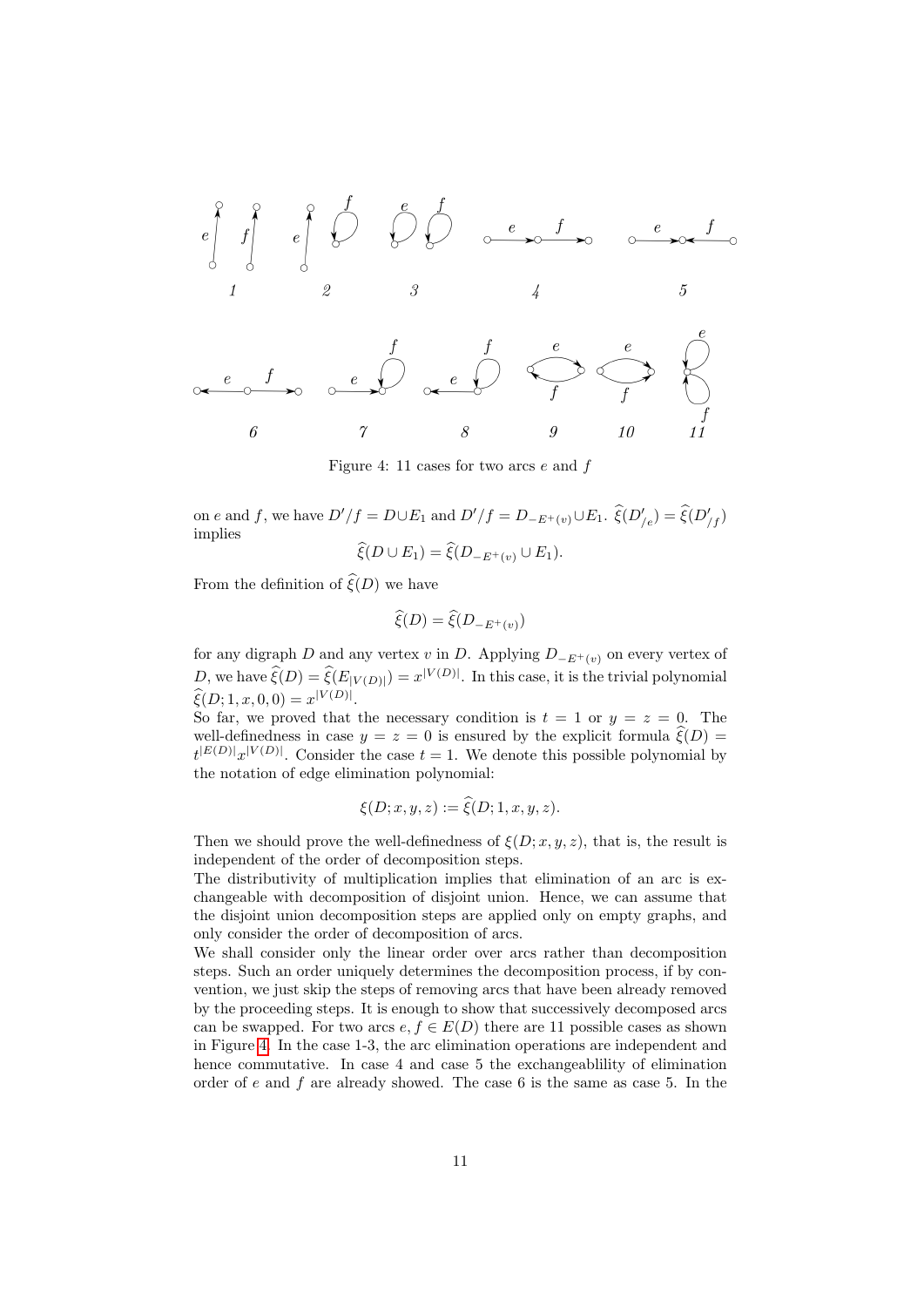Figure 4: 11 cases for two arcs $e$ and $f$

on $e$ and $f$, we have $D'/f = D \cup E_1$ and $D'/f = D_{-E^+(v)} \cup E_1$. $\widehat{\xi}(D'_{/e}) = \widehat{\xi}(D'_{/f})$ implies

$$\widehat{\xi}(D \cup E_1) = \widehat{\xi}(D_{-E^+(v)} \cup E_1).$$

From the definition of $\widehat{\xi}(D)$ we have

$$\widehat{\xi}(D) = \widehat{\xi}(D_{-E^+(v)})$$

for any digraph $D$ and any vertex $v$ in $D$. Applying $D_{-E^+(v)}$ on every vertex of $D$, we have $\widehat{\xi}(D) = \widehat{\xi}(E_{|V(D)|}) = x^{|V(D)|}$. In this case, it is the trivial polynomial $\widehat{\xi}(D; 1, x, 0, 0) = x^{|V(D)|}$.

So far, we proved that the necessary condition is $t = 1$ or $y = z = 0$. The well-definedness in case $y = z = 0$ is ensured by the explicit formula $\widehat{\xi}(D) = t^{|E(D)|}x^{|V(D)|}$. Consider the case $t = 1$. We denote this possible polynomial by the notation of edge elimination polynomial:

$$\xi(D; x, y, z) := \widehat{\xi}(D; 1, x, y, z).$$

Then we should prove the well-definedness of $\xi(D; x, y, z)$, that is, the result is independent of the order of decomposition steps.

The distributivity of multiplication implies that elimination of an arc is exchangeable with decomposition of disjoint union. Hence, we can assume that the disjoint union decomposition steps are applied only on empty graphs, and only consider the order of decomposition of arcs.

We shall consider only the linear order over arcs rather than decomposition steps. Such an order uniquely determines the decomposition process, if by convention, we just skip the steps of removing arcs that have been already removed by the proceeding steps. It is enough to show that successively decomposed arcs can be swapped. For two arcs $e, f \in E(D)$ there are 11 possible cases as shown in Figure 4. In the case 1-3, the arc elimination operations are independent and hence commutative. In case 4 and case 5 the exchangeablility of elimination order of $e$ and $f$ are already showed. The case 6 is the same as case 5. In the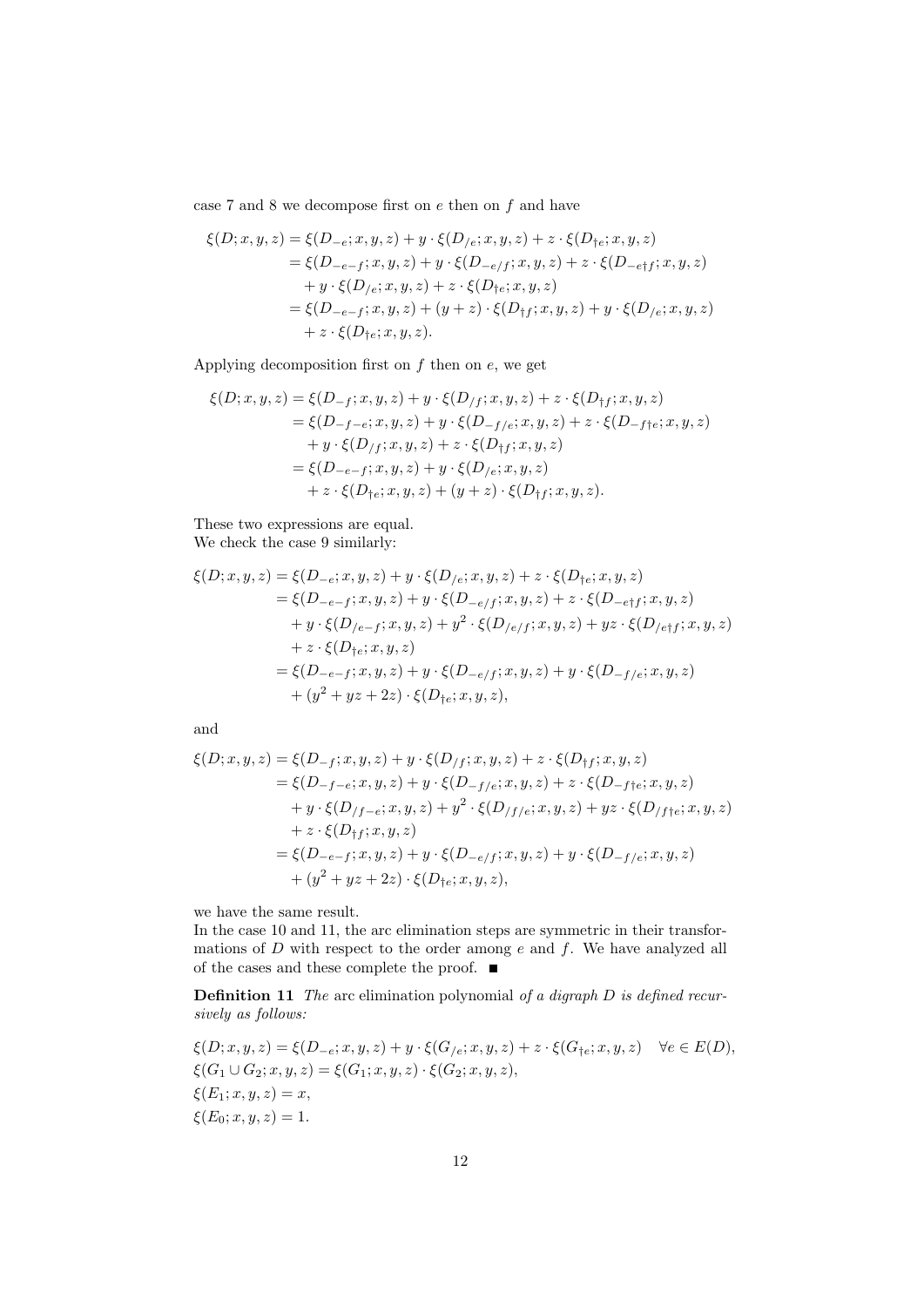case 7 and 8 we decompose first on $e$ then on $f$ and have

$$
\begin{aligned}
\xi(D;x,y,z) &= \xi(D_{-e};x,y,z) + y \cdot \xi(D_{/e};x,y,z) + z \cdot \xi(D_{\dagger e};x,y,z) \\
&= \xi(D_{-e-f};x,y,z) + y \cdot \xi(D_{-e/f};x,y,z) + z \cdot \xi(D_{-e\dagger f};x,y,z) \\
&\quad + y \cdot \xi(D_{/e};x,y,z) + z \cdot \xi(D_{\dagger e};x,y,z) \\
&= \xi(D_{-e-f};x,y,z) + (y+z) \cdot \xi(D_{\dagger f};x,y,z) + y \cdot \xi(D_{/e};x,y,z) \\
&\quad + z \cdot \xi(D_{\dagger e};x,y,z).
\end{aligned}
$$

Applying decomposition first on $f$ then on $e$, we get

$$
\begin{aligned}
\xi(D;x,y,z) &= \xi(D_{-f};x,y,z) + y \cdot \xi(D_{/f};x,y,z) + z \cdot \xi(D_{\dagger f};x,y,z) \\
&= \xi(D_{-f-e};x,y,z) + y \cdot \xi(D_{-f/e};x,y,z) + z \cdot \xi(D_{-f\dagger e};x,y,z) \\
&\quad + y \cdot \xi(D_{/f};x,y,z) + z \cdot \xi(D_{\dagger f};x,y,z) \\
&= \xi(D_{-e-f};x,y,z) + y \cdot \xi(D_{/e};x,y,z) \\
&\quad + z \cdot \xi(D_{\dagger e};x,y,z) + (y+z) \cdot \xi(D_{\dagger f};x,y,z).
\end{aligned}
$$

These two expressions are equal.
We check the case 9 similarly:

$$
\begin{aligned}
\xi(D;x,y,z) &= \xi(D_{-e};x,y,z) + y \cdot \xi(D_{/e};x,y,z) + z \cdot \xi(D_{\dagger e};x,y,z) \\
&= \xi(D_{-e-f};x,y,z) + y \cdot \xi(D_{-e/f};x,y,z) + z \cdot \xi(D_{-e\dagger f};x,y,z) \\
&\quad + y \cdot \xi(D_{/e-f};x,y,z) + y^2 \cdot \xi(D_{/e/f};x,y,z) + yz \cdot \xi(D_{/e\dagger f};x,y,z) \\
&\quad + z \cdot \xi(D_{\dagger e};x,y,z) \\
&= \xi(D_{-e-f};x,y,z) + y \cdot \xi(D_{-e/f};x,y,z) + y \cdot \xi(D_{-f/e};x,y,z) \\
&\quad + (y^2 + yz + 2z) \cdot \xi(D_{\dagger e};x,y,z),
\end{aligned}
$$

and

$$
\begin{aligned}
\xi(D;x,y,z) &= \xi(D_{-f};x,y,z) + y \cdot \xi(D_{/f};x,y,z) + z \cdot \xi(D_{\dagger f};x,y,z) \\
&= \xi(D_{-f-e};x,y,z) + y \cdot \xi(D_{-f/e};x,y,z) + z \cdot \xi(D_{-f\dagger e};x,y,z) \\
&\quad + y \cdot \xi(D_{/f-e};x,y,z) + y^2 \cdot \xi(D_{/f/e};x,y,z) + yz \cdot \xi(D_{/f\dagger e};x,y,z) \\
&\quad + z \cdot \xi(D_{\dagger f};x,y,z) \\
&= \xi(D_{-e-f};x,y,z) + y \cdot \xi(D_{-e/f};x,y,z) + y \cdot \xi(D_{-f/e};x,y,z) \\
&\quad + (y^2 + yz + 2z) \cdot \xi(D_{\dagger e};x,y,z),
\end{aligned}
$$

we have the same result.
In the case 10 and 11, the arc elimination steps are symmetric in their transformations of $D$ with respect to the order among $e$ and $f$. We have analyzed all of the cases and these complete the proof. ■

**Definition 11** *The* arc elimination polynomial *of a digraph $D$ is defined recursively as follows:*

$$
\begin{aligned}
&\xi(D;x,y,z) = \xi(D_{-e};x,y,z) + y \cdot \xi(G_{/e};x,y,z) + z \cdot \xi(G_{\dagger e};x,y,z) \quad \forall e \in E(D), \\
&\xi(G_1 \cup G_2;x,y,z) = \xi(G_1;x,y,z) \cdot \xi(G_2;x,y,z), \\
&\xi(E_1;x,y,z) = x, \\
&\xi(E_0;x,y,z) = 1.
\end{aligned}
$$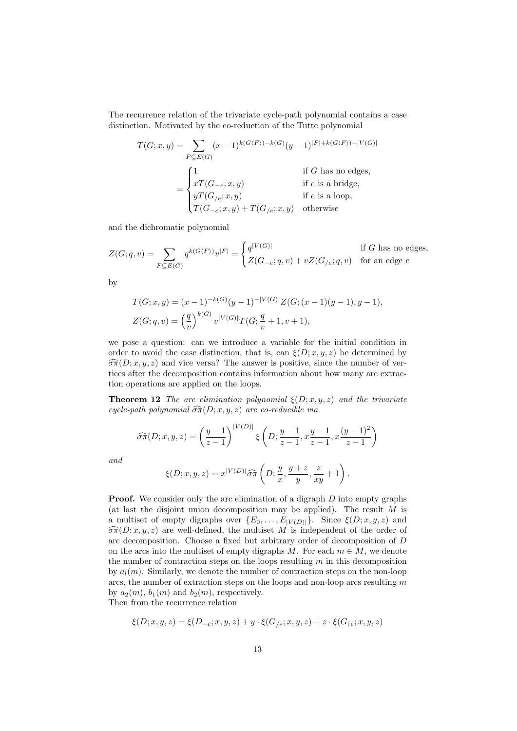The recurrence relation of the trivariate cycle-path polynomial contains a case distinction. Motivated by the co-reduction of the Tutte polynomial

$$
\begin{aligned}
T(G;x,y) &= \sum_{F\subseteq E(G)} (x-1)^{k(G\langle F\rangle)-k(G)}(y-1)^{|F|+k(G\langle F\rangle)-|V(G)|} \\
&= \begin{cases} 1 & \text{if } G \text{ has no edges,} \\ xT(G_{-e};x,y) & \text{if } e \text{ is a bridge,} \\ yT(G_{/e};x,y) & \text{if } e \text{ is a loop,} \\ T(G_{-e};x,y)+T(G_{/e};x,y) & \text{otherwise} \end{cases}
\end{aligned}
$$

and the dichromatic polynomial

$$
Z(G;q,v) = \sum_{F\subseteq E(G)} q^{k(G\langle F\rangle)}v^{|F|} = \begin{cases} q^{|V(G)|} & \text{if } G \text{ has no edges,} \\ Z(G_{-e};q,v)+vZ(G_{/e};q,v) & \text{for an edge } e \end{cases}
$$

by

$$
\begin{aligned}
T(G;x,y) &= (x-1)^{-k(G)}(y-1)^{-|V(G)|}Z(G;(x-1)(y-1),y-1), \\
Z(G;q,v) &= \left(\frac{q}{v}\right)^{k(G)} v^{|V(G)|}T(G;\frac{q}{v}+1,v+1),
\end{aligned}
$$

we pose a question: can we introduce a variable for the initial condition in order to avoid the case distinction, that is, can $\xi(D;x,y,z)$ be determined by $\widehat{\sigma\pi}(D;x,y,z)$ and vice versa? The answer is positive, since the number of vertices after the decomposition contains information about how many arc extraction operations are applied on the loops.

**Theorem 12** *The arc elimination polynomial $\xi(D;x,y,z)$ and the trivariate cycle-path polynomial $\widehat{\sigma\pi}(D;x,y,z)$ are co-reducible via*

$$
\widehat{\sigma\pi}(D;x,y,z) = \left(\frac{y-1}{z-1}\right)^{|V(D)|} \xi\left(D;\frac{y-1}{z-1}, x\frac{y-1}{z-1}, x\frac{(y-1)^2}{z-1}\right)
$$

*and*

$$
\xi(D;x,y,z) = x^{|V(D)|}\widehat{\sigma\pi}\left(D;\frac{y}{x},\frac{y+z}{y},\frac{z}{xy}+1\right).
$$

**Proof.** We consider only the arc elimination of a digraph $D$ into empty graphs (at last the disjoint union decomposition may be applied). The result $M$ is a multiset of empty digraphs over $\{E_0,\ldots,E_{|V(D)|}\}$. Since $\xi(D;x,y,z)$ and $\widehat{\sigma\pi}(D;x,y,z)$ are well-defined, the multiset $M$ is independent of the order of arc decomposition. Choose a fixed but arbitrary order of decomposition of $D$ on the arcs into the multiset of empty digraphs $M$. For each $m \in M$, we denote the number of contraction steps on the loops resulting $m$ in this decomposition by $a_l(m)$. Similarly, we denote the number of contraction steps on the non-loop arcs, the number of extraction steps on the loops and non-loop arcs resulting $m$ by $a_2(m)$, $b_1(m)$ and $b_2(m)$, respectively.
Then from the recurrence relation

$$
\xi(D;x,y,z) = \xi(D_{-e};x,y,z) + y\cdot\xi(G_{/e};x,y,z) + z\cdot\xi(G_{\dagger e};x,y,z)
$$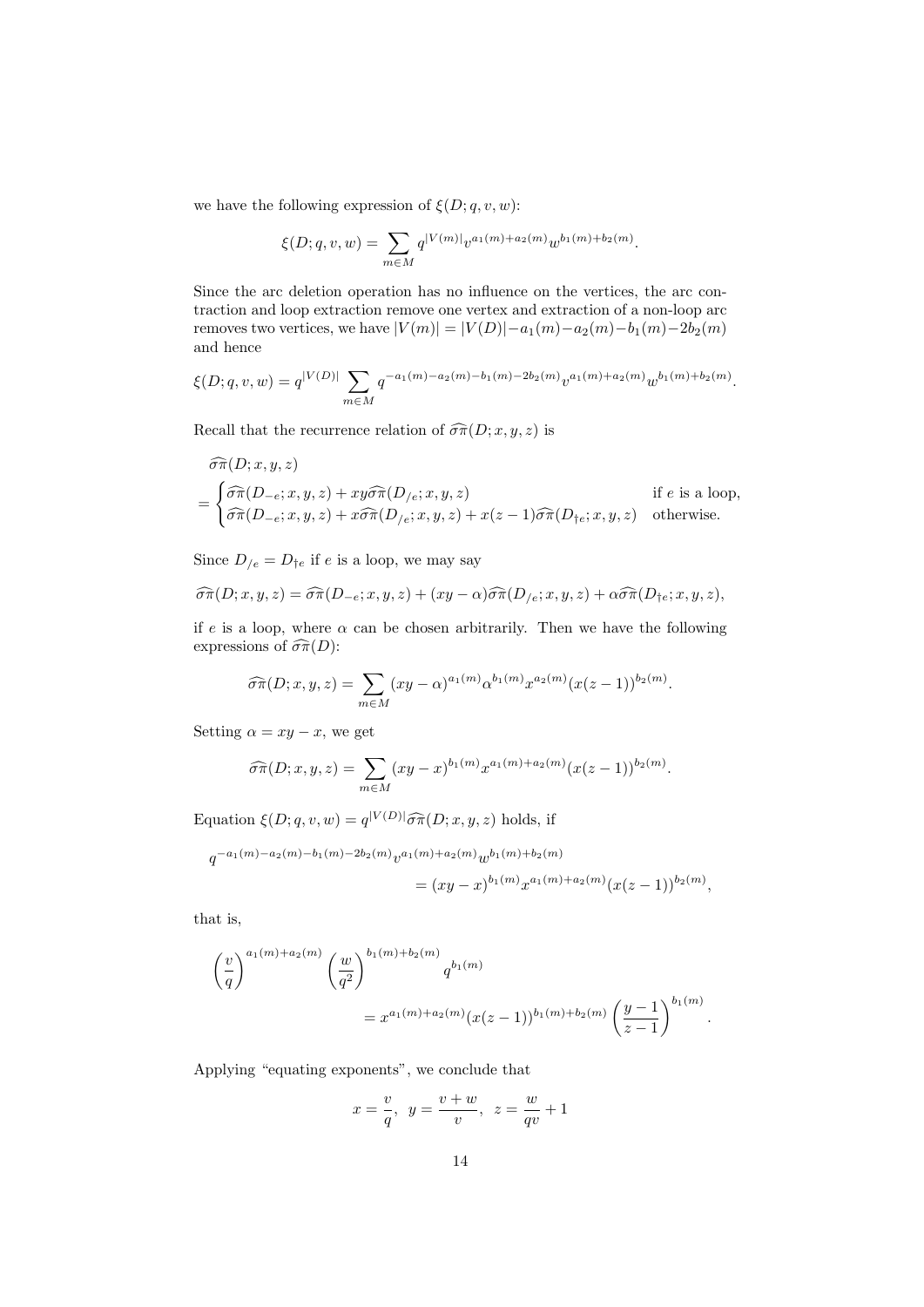we have the following expression of $\xi(D;q,v,w)$:

$$\xi(D;q,v,w)=\sum_{m\in M} q^{|V(m)|}v^{a_1(m)+a_2(m)}w^{b_1(m)+b_2(m)}.$$

Since the arc deletion operation has no influence on the vertices, the arc contraction and loop extraction remove one vertex and extraction of a non-loop arc removes two vertices, we have $|V(m)|=|V(D)|-a_1(m)-a_2(m)-b_1(m)-2b_2(m)$ and hence

$$\xi(D;q,v,w)=q^{|V(D)|}\sum_{m\in M} q^{-a_1(m)-a_2(m)-b_1(m)-2b_2(m)}v^{a_1(m)+a_2(m)}w^{b_1(m)+b_2(m)}.$$

Recall that the recurrence relation of $\widehat{\sigma\pi}(D;x,y,z)$ is

$$\begin{aligned}
&\widehat{\sigma\pi}(D;x,y,z)\\
&=\begin{cases}\widehat{\sigma\pi}(D_{-e};x,y,z)+xy\widehat{\sigma\pi}(D_{/e};x,y,z) & \text{if } e \text{ is a loop,}\\ \widehat{\sigma\pi}(D_{-e};x,y,z)+x\widehat{\sigma\pi}(D_{/e};x,y,z)+x(z-1)\widehat{\sigma\pi}(D_{\dagger e};x,y,z) & \text{otherwise.}\end{cases}
\end{aligned}$$

Since $D_{/e}=D_{\dagger e}$ if $e$ is a loop, we may say

$$\widehat{\sigma\pi}(D;x,y,z)=\widehat{\sigma\pi}(D_{-e};x,y,z)+(xy-\alpha)\widehat{\sigma\pi}(D_{/e};x,y,z)+\alpha\widehat{\sigma\pi}(D_{\dagger e};x,y,z),$$

if $e$ is a loop, where $\alpha$ can be chosen arbitrarily. Then we have the following expressions of $\widehat{\sigma\pi}(D)$:

$$\widehat{\sigma\pi}(D;x,y,z)=\sum_{m\in M}(xy-\alpha)^{a_1(m)}\alpha^{b_1(m)}x^{a_2(m)}(x(z-1))^{b_2(m)}.$$

Setting $\alpha=xy-x$, we get

$$\widehat{\sigma\pi}(D;x,y,z)=\sum_{m\in M}(xy-x)^{b_1(m)}x^{a_1(m)+a_2(m)}(x(z-1))^{b_2(m)}.$$

Equation $\xi(D;q,v,w)=q^{|V(D)|}\widehat{\sigma\pi}(D;x,y,z)$ holds, if

$$\begin{aligned}
&q^{-a_1(m)-a_2(m)-b_1(m)-2b_2(m)}v^{a_1(m)+a_2(m)}w^{b_1(m)+b_2(m)}\\
&\qquad\qquad=(xy-x)^{b_1(m)}x^{a_1(m)+a_2(m)}(x(z-1))^{b_2(m)},
\end{aligned}$$

that is,

$$\begin{aligned}
&\left(\frac{v}{q}\right)^{a_1(m)+a_2(m)}\left(\frac{w}{q^2}\right)^{b_1(m)+b_2(m)}q^{b_1(m)}\\
&\qquad\qquad=x^{a_1(m)+a_2(m)}(x(z-1))^{b_1(m)+b_2(m)}\left(\frac{y-1}{z-1}\right)^{b_1(m)}.
\end{aligned}$$

Applying "equating exponents", we conclude that

$$x=\frac{v}{q},\ \ y=\frac{v+w}{v},\ \ z=\frac{w}{qv}+1$$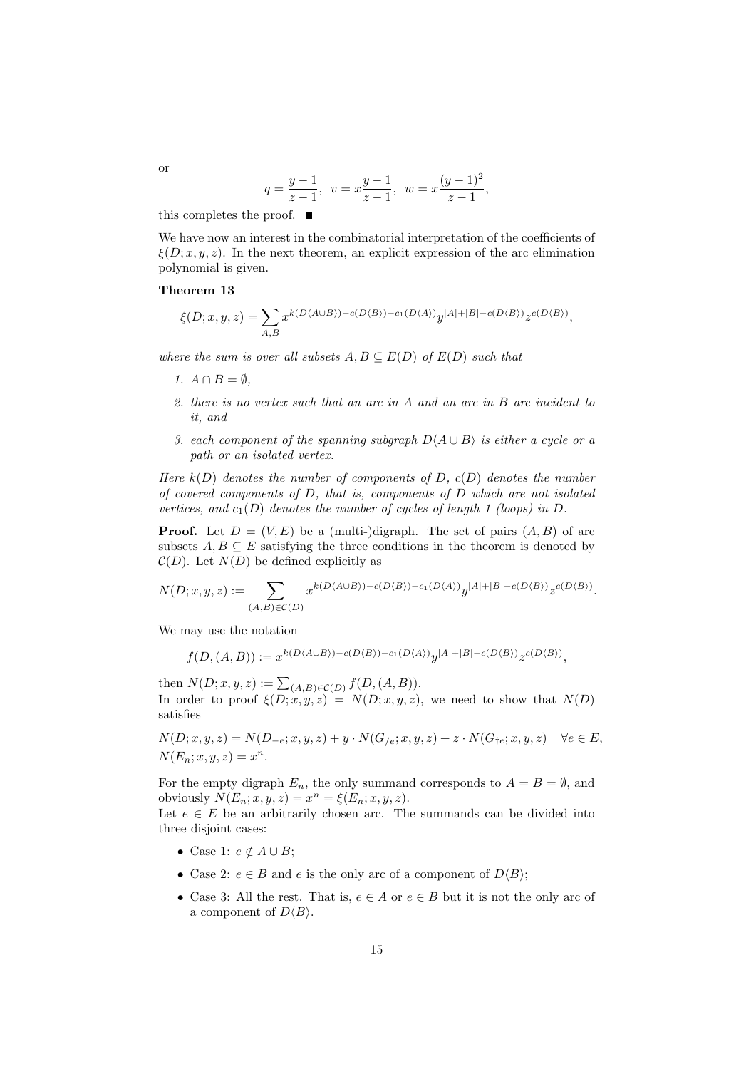or

$$q = \frac{y-1}{z-1}, \ \ v = x\frac{y-1}{z-1}, \ \ w = x\frac{(y-1)^2}{z-1},$$

this completes the proof. ■

We have now an interest in the combinatorial interpretation of the coefficients of $\xi(D; x, y, z)$. In the next theorem, an explicit expression of the arc elimination polynomial is given.

**Theorem 13**

$$\xi(D; x, y, z) = \sum_{A,B} x^{k(D\langle A\cup B\rangle) - c(D\langle B\rangle) - c_1(D\langle A\rangle)} y^{|A|+|B|-c(D\langle B\rangle)} z^{c(D\langle B\rangle)},$$

*where the sum is over all subsets $A, B \subseteq E(D)$ of $E(D)$ such that*

1. *$A \cap B = \emptyset$,*
2. *there is no vertex such that an arc in $A$ and an arc in $B$ are incident to it, and*
3. *each component of the spanning subgraph $D\langle A \cup B\rangle$ is either a cycle or a path or an isolated vertex.*

*Here $k(D)$ denotes the number of components of $D$, $c(D)$ denotes the number of covered components of $D$, that is, components of $D$ which are not isolated vertices, and $c_1(D)$ denotes the number of cycles of length 1 (loops) in $D$.*

**Proof.** Let $D = (V, E)$ be a (multi-)digraph. The set of pairs $(A, B)$ of arc subsets $A, B \subseteq E$ satisfying the three conditions in the theorem is denoted by $\mathcal{C}(D)$. Let $N(D)$ be defined explicitly as

$$N(D; x, y, z) := \sum_{(A,B)\in\mathcal{C}(D)} x^{k(D\langle A\cup B\rangle) - c(D\langle B\rangle) - c_1(D\langle A\rangle)} y^{|A|+|B|-c(D\langle B\rangle)} z^{c(D\langle B\rangle)}.$$

We may use the notation

$$f(D, (A, B)) := x^{k(D\langle A\cup B\rangle) - c(D\langle B\rangle) - c_1(D\langle A\rangle)} y^{|A|+|B|-c(D\langle B\rangle)} z^{c(D\langle B\rangle)},$$

then $N(D; x, y, z) := \sum_{(A,B)\in\mathcal{C}(D)} f(D, (A, B))$.
In order to proof $\xi(D; x, y, z) = N(D; x, y, z)$, we need to show that $N(D)$ satisfies

$$N(D; x, y, z) = N(D_{-e}; x, y, z) + y \cdot N(G_{/e}; x, y, z) + z \cdot N(G_{\dagger e}; x, y, z) \quad \forall e \in E,$$
$$N(E_n; x, y, z) = x^n.$$

For the empty digraph $E_n$, the only summand corresponds to $A = B = \emptyset$, and obviously $N(E_n; x, y, z) = x^n = \xi(E_n; x, y, z)$.
Let $e \in E$ be an arbitrarily chosen arc. The summands can be divided into three disjoint cases:

- Case 1: $e \notin A \cup B$;
- Case 2: $e \in B$ and $e$ is the only arc of a component of $D\langle B\rangle$;
- Case 3: All the rest. That is, $e \in A$ or $e \in B$ but it is not the only arc of a component of $D\langle B\rangle$.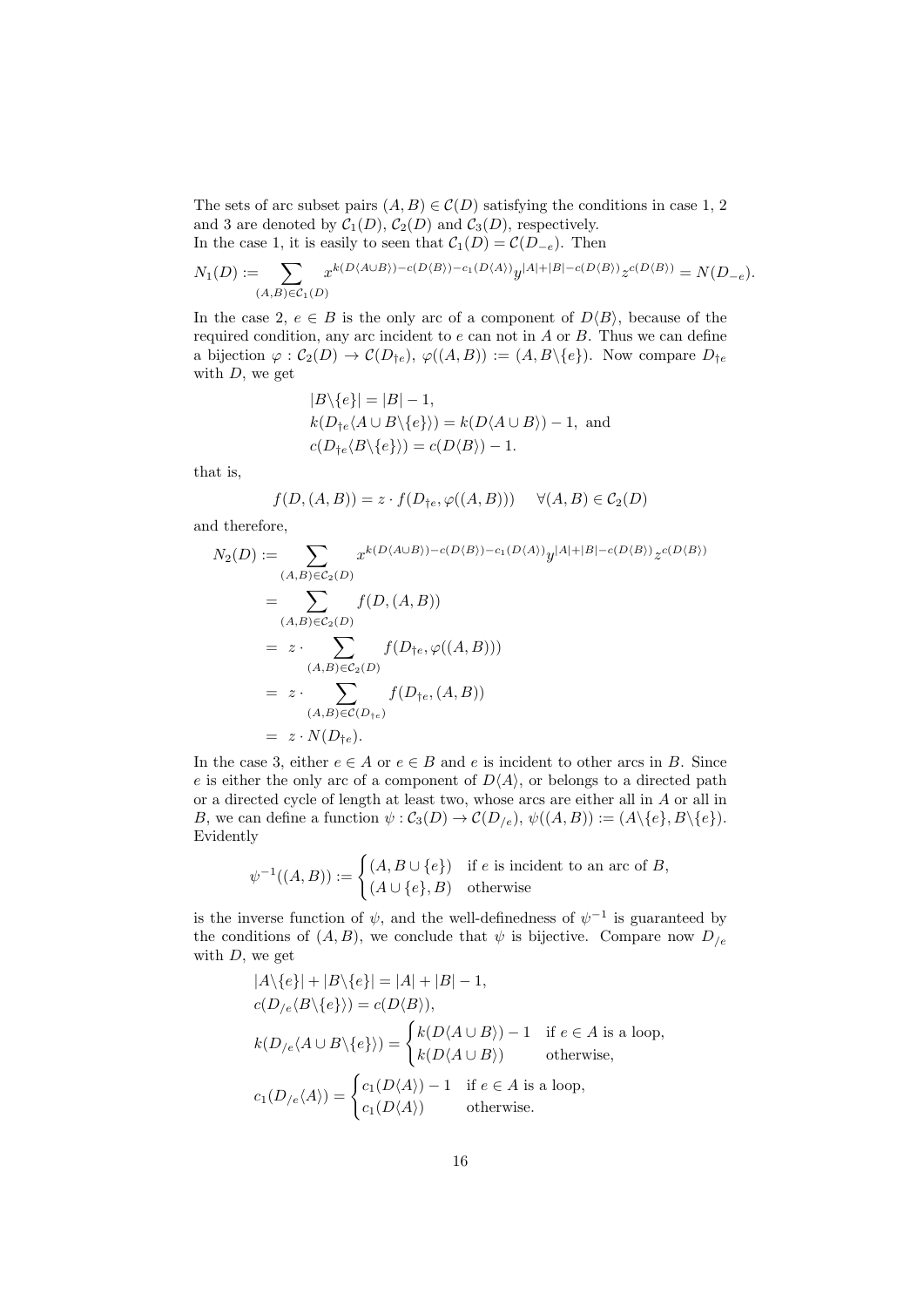The sets of arc subset pairs $(A,B) \in \mathcal{C}(D)$ satisfying the conditions in case 1, 2 and 3 are denoted by $\mathcal{C}_1(D)$, $\mathcal{C}_2(D)$ and $\mathcal{C}_3(D)$, respectively.
In the case 1, it is easily to seen that $\mathcal{C}_1(D) = \mathcal{C}(D_{-e})$. Then

$$N_1(D) := \sum_{(A,B)\in\mathcal{C}_1(D)} x^{k(D\langle A\cup B\rangle)-c(D\langle B\rangle)-c_1(D\langle A\rangle)} y^{|A|+|B|-c(D\langle B\rangle)} z^{c(D\langle B\rangle)} = N(D_{-e}).$$

In the case 2, $e \in B$ is the only arc of a component of $D\langle B\rangle$, because of the required condition, any arc incident to $e$ can not in $A$ or $B$. Thus we can define a bijection $\varphi : \mathcal{C}_2(D) \to \mathcal{C}(D_{\dagger e})$, $\varphi((A,B)) := (A, B\backslash\{e\})$. Now compare $D_{\dagger e}$ with $D$, we get

$$\begin{aligned}
&|B\backslash\{e\}| = |B| - 1,\\
&k(D_{\dagger e}\langle A\cup B\backslash\{e\}\rangle) = k(D\langle A\cup B\rangle) - 1, \text{ and}\\
&c(D_{\dagger e}\langle B\backslash\{e\}\rangle) = c(D\langle B\rangle) - 1.
\end{aligned}$$

that is,

$$f(D,(A,B)) = z \cdot f(D_{\dagger e}, \varphi((A,B))) \quad \forall (A,B) \in \mathcal{C}_2(D)$$

and therefore,

$$\begin{aligned}
N_2(D) &:= \sum_{(A,B)\in\mathcal{C}_2(D)} x^{k(D\langle A\cup B\rangle)-c(D\langle B\rangle)-c_1(D\langle A\rangle)} y^{|A|+|B|-c(D\langle B\rangle)} z^{c(D\langle B\rangle)}\\
&= \sum_{(A,B)\in\mathcal{C}_2(D)} f(D,(A,B))\\
&= z \cdot \sum_{(A,B)\in\mathcal{C}_2(D)} f(D_{\dagger e}, \varphi((A,B)))\\
&= z \cdot \sum_{(A,B)\in\mathcal{C}(D_{\dagger e})} f(D_{\dagger e}, (A,B))\\
&= z \cdot N(D_{\dagger e}).
\end{aligned}$$

In the case 3, either $e \in A$ or $e \in B$ and $e$ is incident to other arcs in $B$. Since $e$ is either the only arc of a component of $D\langle A\rangle$, or belongs to a directed path or a directed cycle of length at least two, whose arcs are either all in $A$ or all in $B$, we can define a function $\psi : \mathcal{C}_3(D) \to \mathcal{C}(D_{/e})$, $\psi((A,B)) := (A\backslash\{e\}, B\backslash\{e\})$. Evidently

$$\psi^{-1}((A,B)) := \begin{cases} (A, B\cup\{e\}) & \text{if } e \text{ is incident to an arc of } B,\\ (A\cup\{e\}, B) & \text{otherwise} \end{cases}$$

is the inverse function of $\psi$, and the well-definedness of $\psi^{-1}$ is guaranteed by the conditions of $(A,B)$, we conclude that $\psi$ is bijective. Compare now $D_{/e}$ with $D$, we get

$$\begin{aligned}
&|A\backslash\{e\}| + |B\backslash\{e\}| = |A| + |B| - 1,\\
&c(D_{/e}\langle B\backslash\{e\}\rangle) = c(D\langle B\rangle),\\
&k(D_{/e}\langle A\cup B\backslash\{e\}\rangle) = \begin{cases} k(D\langle A\cup B\rangle) - 1 & \text{if } e \in A \text{ is a loop},\\ k(D\langle A\cup B\rangle) & \text{otherwise,} \end{cases}\\
&c_1(D_{/e}\langle A\rangle) = \begin{cases} c_1(D\langle A\rangle) - 1 & \text{if } e \in A \text{ is a loop},\\ c_1(D\langle A\rangle) & \text{otherwise.} \end{cases}
\end{aligned}$$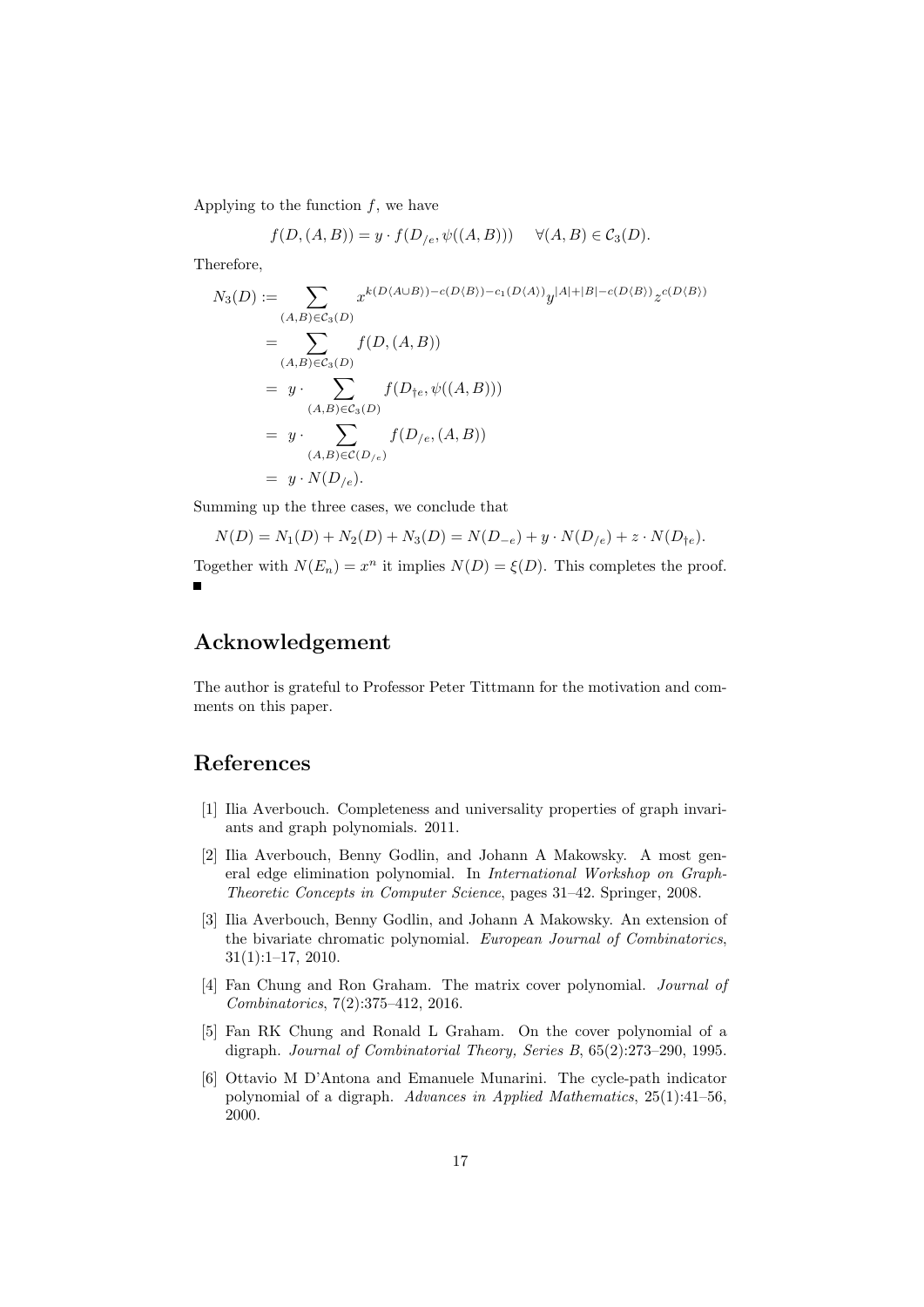Applying to the function $f$, we have

$$f(D,(A,B)) = y \cdot f(D_{/e}, \psi((A,B))) \quad \forall (A,B) \in \mathcal{C}_3(D).$$

Therefore,

$$\begin{aligned}
N_3(D) &:= \sum_{(A,B)\in\mathcal{C}_3(D)} x^{k(D\langle A\cup B\rangle)-c(D\langle B\rangle)-c_1(D\langle A\rangle)} y^{|A|+|B|-c(D\langle B\rangle)} z^{c(D\langle B\rangle)} \\
&= \sum_{(A,B)\in\mathcal{C}_3(D)} f(D,(A,B)) \\
&= y \cdot \sum_{(A,B)\in\mathcal{C}_3(D)} f(D_{\dagger e}, \psi((A,B))) \\
&= y \cdot \sum_{(A,B)\in\mathcal{C}(D_{/e})} f(D_{/e},(A,B)) \\
&= y \cdot N(D_{/e}).
\end{aligned}$$

Summing up the three cases, we conclude that

$$N(D) = N_1(D) + N_2(D) + N_3(D) = N(D_{-e}) + y \cdot N(D_{/e}) + z \cdot N(D_{\dagger e}).$$

Together with $N(E_n) = x^n$ it implies $N(D) = \xi(D)$. This completes the proof. ∎

## Acknowledgement

The author is grateful to Professor Peter Tittmann for the motivation and comments on this paper.

## References

[1] Ilia Averbouch. Completeness and universality properties of graph invariants and graph polynomials. 2011.

[2] Ilia Averbouch, Benny Godlin, and Johann A Makowsky. A most general edge elimination polynomial. In *International Workshop on Graph-Theoretic Concepts in Computer Science*, pages 31–42. Springer, 2008.

[3] Ilia Averbouch, Benny Godlin, and Johann A Makowsky. An extension of the bivariate chromatic polynomial. *European Journal of Combinatorics*, 31(1):1–17, 2010.

[4] Fan Chung and Ron Graham. The matrix cover polynomial. *Journal of Combinatorics*, 7(2):375–412, 2016.

[5] Fan RK Chung and Ronald L Graham. On the cover polynomial of a digraph. *Journal of Combinatorial Theory, Series B*, 65(2):273–290, 1995.

[6] Ottavio M D'Antona and Emanuele Munarini. The cycle-path indicator polynomial of a digraph. *Advances in Applied Mathematics*, 25(1):41–56, 2000.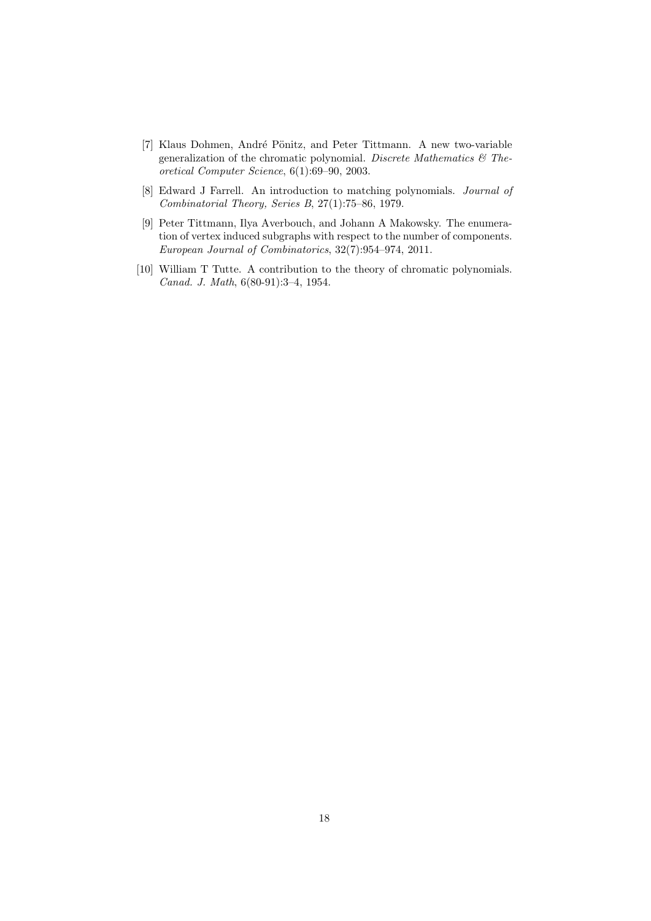[7] Klaus Dohmen, André Pönitz, and Peter Tittmann. A new two-variable generalization of the chromatic polynomial. *Discrete Mathematics & Theoretical Computer Science*, 6(1):69–90, 2003.

[8] Edward J Farrell. An introduction to matching polynomials. *Journal of Combinatorial Theory, Series B*, 27(1):75–86, 1979.

[9] Peter Tittmann, Ilya Averbouch, and Johann A Makowsky. The enumeration of vertex induced subgraphs with respect to the number of components. *European Journal of Combinatorics*, 32(7):954–974, 2011.

[10] William T Tutte. A contribution to the theory of chromatic polynomials. *Canad. J. Math*, 6(80-91):3–4, 1954.